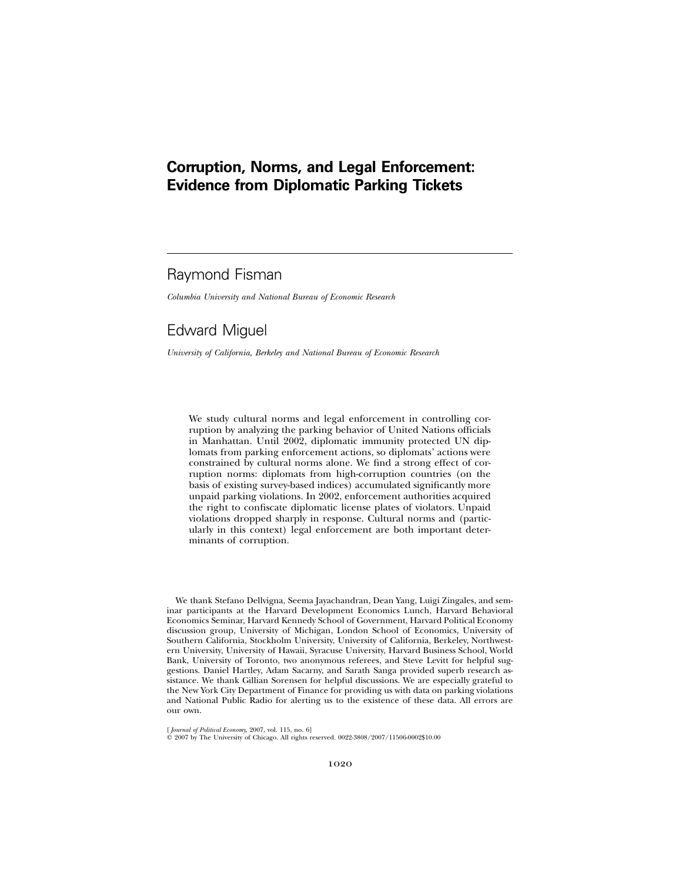# Corruption, Norms, and Legal Enforcement: Evidence from Diplomatic Parking Tickets

## Raymond Fisman

*Columbia University and National Bureau of Economic Research*

## Edward Miguel

*University of California, Berkeley and National Bureau of Economic Research*

We study cultural norms and legal enforcement in controlling corruption by analyzing the parking behavior of United Nations officials in Manhattan. Until 2002, diplomatic immunity protected UN diplomats from parking enforcement actions, so diplomats' actions were constrained by cultural norms alone. We find a strong effect of corruption norms: diplomats from high-corruption countries (on the basis of existing survey-based indices) accumulated significantly more unpaid parking violations. In 2002, enforcement authorities acquired the right to confiscate diplomatic license plates of violators. Unpaid violations dropped sharply in response. Cultural norms and (particularly in this context) legal enforcement are both important determinants of corruption.

We thank Stefano Dellvigna, Seema Jayachandran, Dean Yang, Luigi Zingales, and seminar participants at the Harvard Development Economics Lunch, Harvard Behavioral Economics Seminar, Harvard Kennedy School of Government, Harvard Political Economy discussion group, University of Michigan, London School of Economics, University of Southern California, Stockholm University, University of California, Berkeley, Northwestern University, University of Hawaii, Syracuse University, Harvard Business School, World Bank, University of Toronto, two anonymous referees, and Steve Levitt for helpful suggestions. Daniel Hartley, Adam Sacarny, and Sarath Sanga provided superb research assistance. We thank Gillian Sorensen for helpful discussions. We are especially grateful to the New York City Department of Finance for providing us with data on parking violations and National Public Radio for alerting us to the existence of these data. All errors are our own.

[*Journal of Political Economy,* 2007, vol. 115, no. 6]
© 2007 by The University of Chicago. All rights reserved. 0022-3808/2007/11506-0002$10.00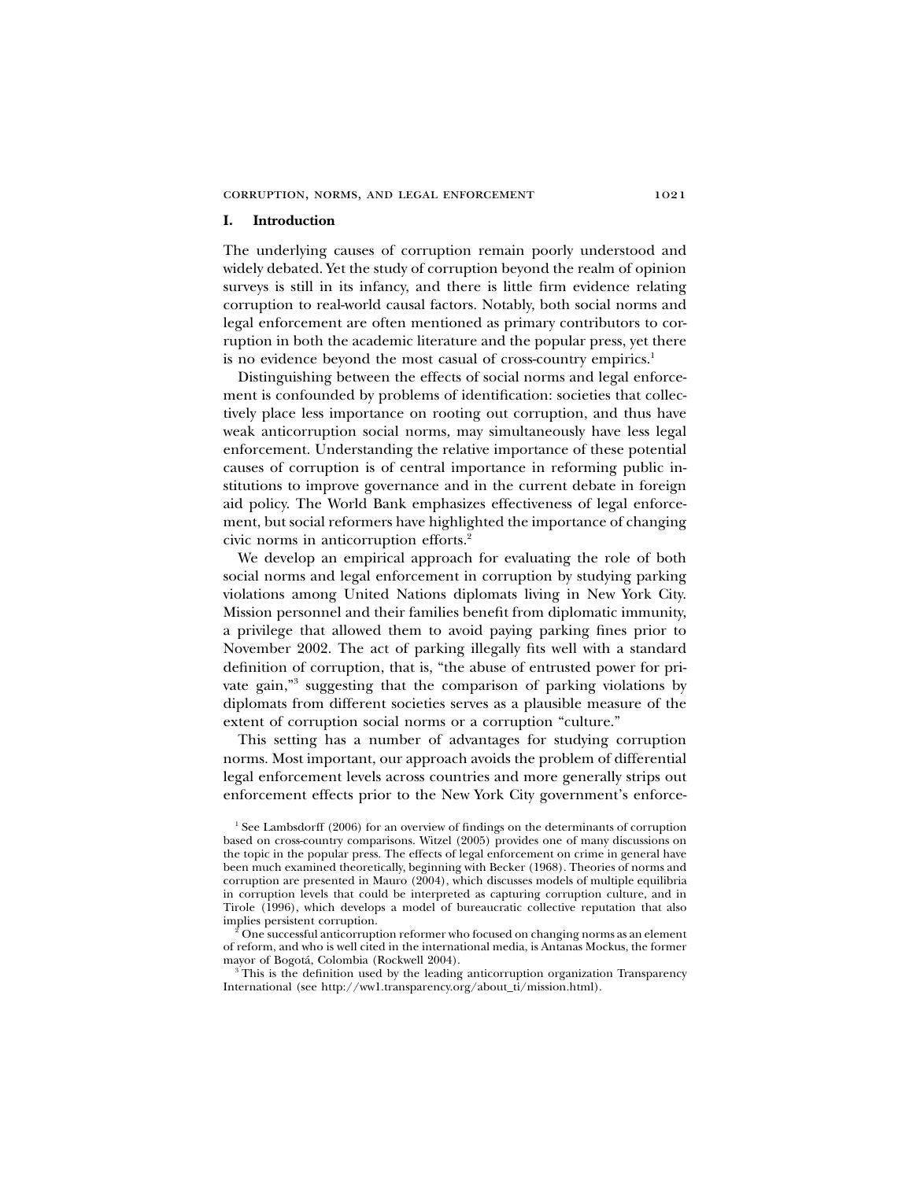## I. Introduction

The underlying causes of corruption remain poorly understood and widely debated. Yet the study of corruption beyond the realm of opinion surveys is still in its infancy, and there is little firm evidence relating corruption to real-world causal factors. Notably, both social norms and legal enforcement are often mentioned as primary contributors to corruption in both the academic literature and the popular press, yet there is no evidence beyond the most casual of cross-country empirics.[1]

Distinguishing between the effects of social norms and legal enforcement is confounded by problems of identification: societies that collectively place less importance on rooting out corruption, and thus have weak anticorruption social norms, may simultaneously have less legal enforcement. Understanding the relative importance of these potential causes of corruption is of central importance in reforming public institutions to improve governance and in the current debate in foreign aid policy. The World Bank emphasizes effectiveness of legal enforcement, but social reformers have highlighted the importance of changing civic norms in anticorruption efforts.[2]

We develop an empirical approach for evaluating the role of both social norms and legal enforcement in corruption by studying parking violations among United Nations diplomats living in New York City. Mission personnel and their families benefit from diplomatic immunity, a privilege that allowed them to avoid paying parking fines prior to November 2002. The act of parking illegally fits well with a standard definition of corruption, that is, "the abuse of entrusted power for private gain,"[3] suggesting that the comparison of parking violations by diplomats from different societies serves as a plausible measure of the extent of corruption social norms or a corruption "culture."

This setting has a number of advantages for studying corruption norms. Most important, our approach avoids the problem of differential legal enforcement levels across countries and more generally strips out enforcement effects prior to the New York City government's enforce-

[1] See Lambsdorff (2006) for an overview of findings on the determinants of corruption based on cross-country comparisons. Witzel (2005) provides one of many discussions on the topic in the popular press. The effects of legal enforcement on crime in general have been much examined theoretically, beginning with Becker (1968). Theories of norms and corruption are presented in Mauro (2004), which discusses models of multiple equilibria in corruption levels that could be interpreted as capturing corruption culture, and in Tirole (1996), which develops a model of bureaucratic collective reputation that also implies persistent corruption.

[2] One successful anticorruption reformer who focused on changing norms as an element of reform, and who is well cited in the international media, is Antanas Mockus, the former mayor of Bogotá, Colombia (Rockwell 2004).

[3] This is the definition used by the leading anticorruption organization Transparency International (see http://ww1.transparency.org/about_ti/mission.html).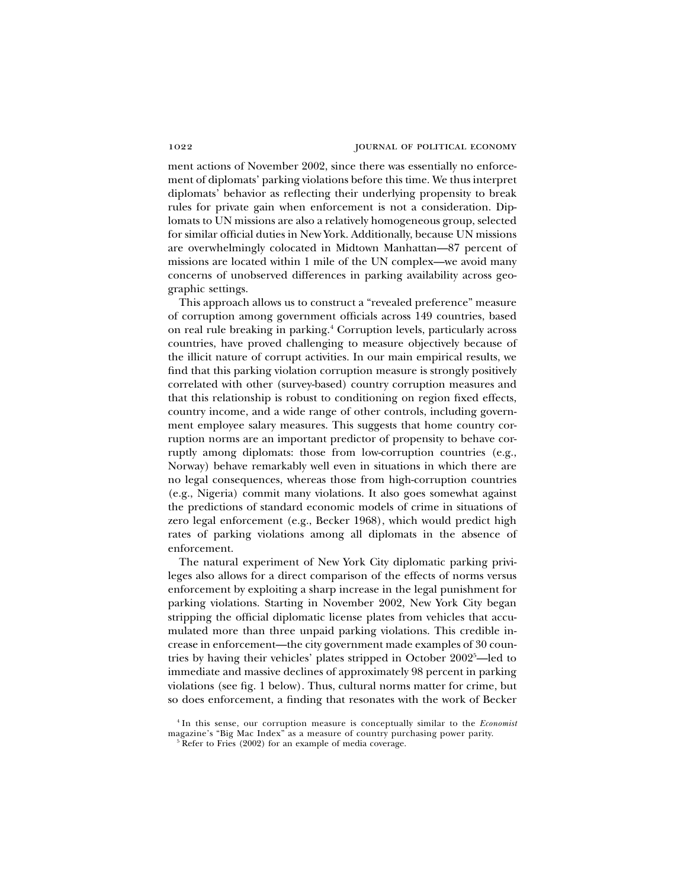ment actions of November 2002, since there was essentially no enforcement of diplomats' parking violations before this time. We thus interpret diplomats' behavior as reflecting their underlying propensity to break rules for private gain when enforcement is not a consideration. Diplomats to UN missions are also a relatively homogeneous group, selected for similar official duties in New York. Additionally, because UN missions are overwhelmingly colocated in Midtown Manhattan—87 percent of missions are located within 1 mile of the UN complex—we avoid many concerns of unobserved differences in parking availability across geographic settings.

This approach allows us to construct a "revealed preference" measure of corruption among government officials across 149 countries, based on real rule breaking in parking.[4] Corruption levels, particularly across countries, have proved challenging to measure objectively because of the illicit nature of corrupt activities. In our main empirical results, we find that this parking violation corruption measure is strongly positively correlated with other (survey-based) country corruption measures and that this relationship is robust to conditioning on region fixed effects, country income, and a wide range of other controls, including government employee salary measures. This suggests that home country corruption norms are an important predictor of propensity to behave corruptly among diplomats: those from low-corruption countries (e.g., Norway) behave remarkably well even in situations in which there are no legal consequences, whereas those from high-corruption countries (e.g., Nigeria) commit many violations. It also goes somewhat against the predictions of standard economic models of crime in situations of zero legal enforcement (e.g., Becker 1968), which would predict high rates of parking violations among all diplomats in the absence of enforcement.

The natural experiment of New York City diplomatic parking privileges also allows for a direct comparison of the effects of norms versus enforcement by exploiting a sharp increase in the legal punishment for parking violations. Starting in November 2002, New York City began stripping the official diplomatic license plates from vehicles that accumulated more than three unpaid parking violations. This credible increase in enforcement—the city government made examples of 30 countries by having their vehicles' plates stripped in October 2002[5]—led to immediate and massive declines of approximately 98 percent in parking violations (see fig. 1 below). Thus, cultural norms matter for crime, but so does enforcement, a finding that resonates with the work of Becker

[4] In this sense, our corruption measure is conceptually similar to the *Economist* magazine's "Big Mac Index" as a measure of country purchasing power parity.

[5] Refer to Fries (2002) for an example of media coverage.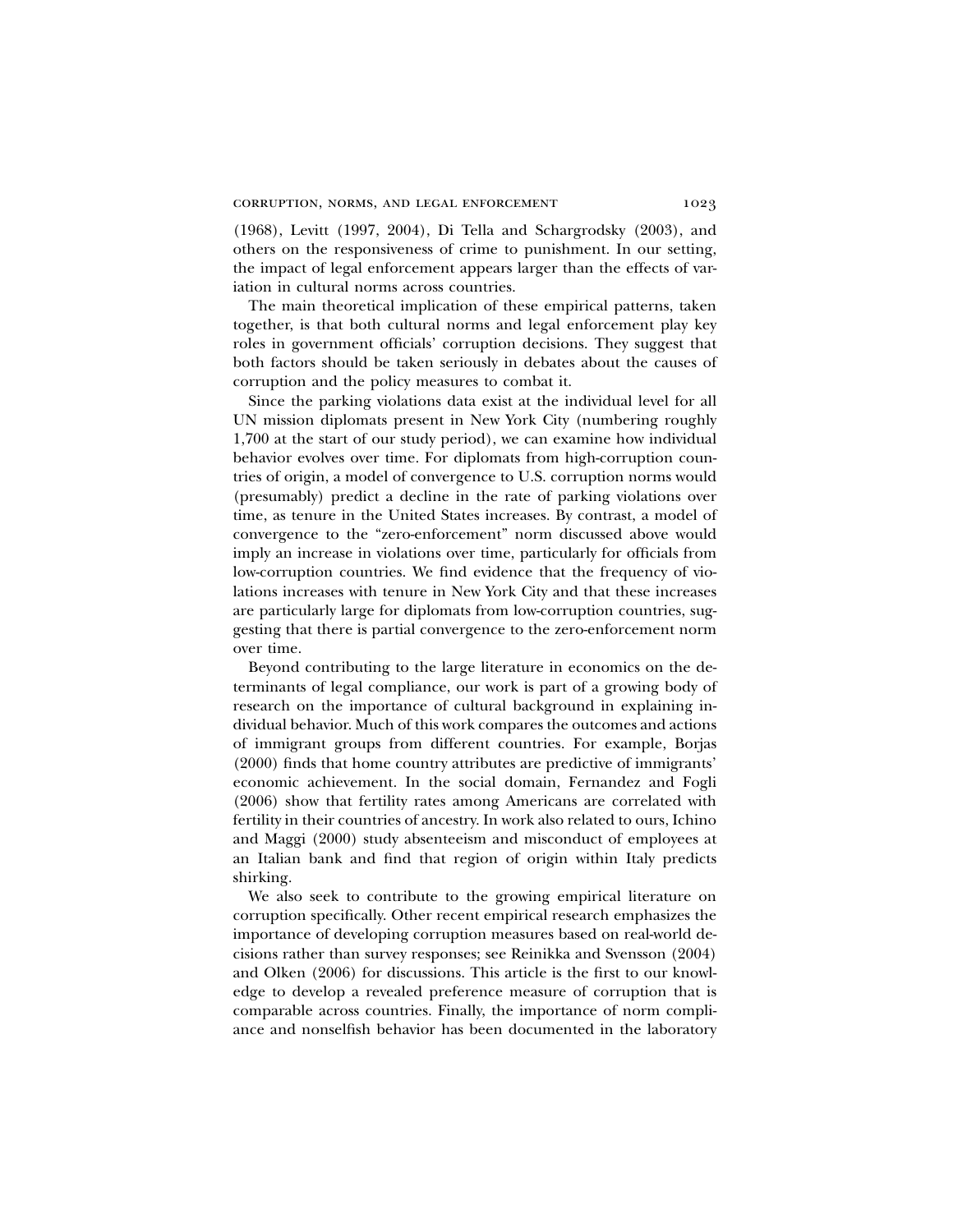(1968), Levitt (1997, 2004), Di Tella and Schargrodsky (2003), and others on the responsiveness of crime to punishment. In our setting, the impact of legal enforcement appears larger than the effects of variation in cultural norms across countries.

The main theoretical implication of these empirical patterns, taken together, is that both cultural norms and legal enforcement play key roles in government officials' corruption decisions. They suggest that both factors should be taken seriously in debates about the causes of corruption and the policy measures to combat it.

Since the parking violations data exist at the individual level for all UN mission diplomats present in New York City (numbering roughly 1,700 at the start of our study period), we can examine how individual behavior evolves over time. For diplomats from high-corruption countries of origin, a model of convergence to U.S. corruption norms would (presumably) predict a decline in the rate of parking violations over time, as tenure in the United States increases. By contrast, a model of convergence to the "zero-enforcement" norm discussed above would imply an increase in violations over time, particularly for officials from low-corruption countries. We find evidence that the frequency of violations increases with tenure in New York City and that these increases are particularly large for diplomats from low-corruption countries, suggesting that there is partial convergence to the zero-enforcement norm over time.

Beyond contributing to the large literature in economics on the determinants of legal compliance, our work is part of a growing body of research on the importance of cultural background in explaining individual behavior. Much of this work compares the outcomes and actions of immigrant groups from different countries. For example, Borjas (2000) finds that home country attributes are predictive of immigrants' economic achievement. In the social domain, Fernandez and Fogli (2006) show that fertility rates among Americans are correlated with fertility in their countries of ancestry. In work also related to ours, Ichino and Maggi (2000) study absenteeism and misconduct of employees at an Italian bank and find that region of origin within Italy predicts shirking.

We also seek to contribute to the growing empirical literature on corruption specifically. Other recent empirical research emphasizes the importance of developing corruption measures based on real-world decisions rather than survey responses; see Reinikka and Svensson (2004) and Olken (2006) for discussions. This article is the first to our knowledge to develop a revealed preference measure of corruption that is comparable across countries. Finally, the importance of norm compliance and nonselfish behavior has been documented in the laboratory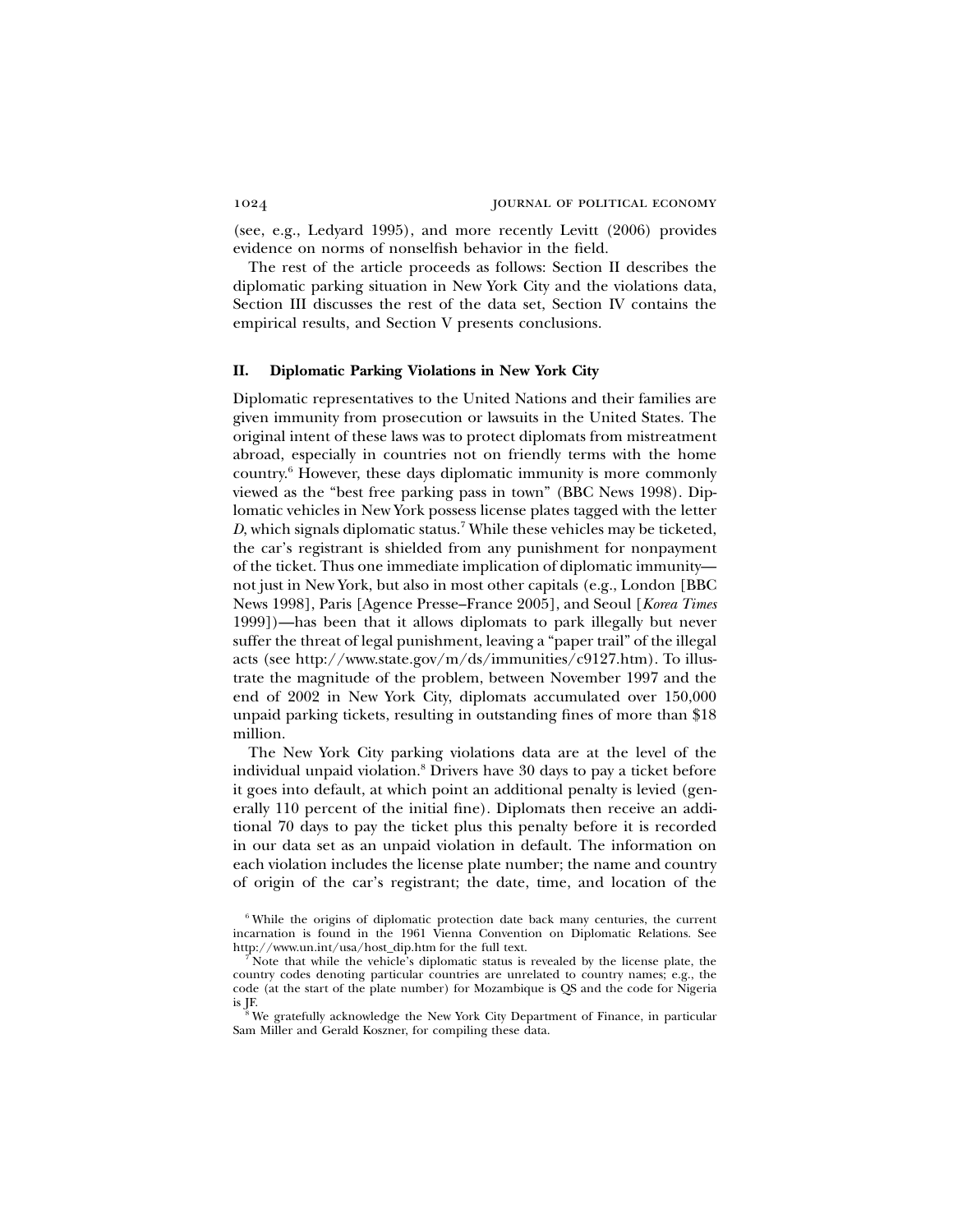(see, e.g., Ledyard 1995), and more recently Levitt (2006) provides evidence on norms of nonselfish behavior in the field.

The rest of the article proceeds as follows: Section II describes the diplomatic parking situation in New York City and the violations data, Section III discusses the rest of the data set, Section IV contains the empirical results, and Section V presents conclusions.

## II. Diplomatic Parking Violations in New York City

Diplomatic representatives to the United Nations and their families are given immunity from prosecution or lawsuits in the United States. The original intent of these laws was to protect diplomats from mistreatment abroad, especially in countries not on friendly terms with the home country.[6] However, these days diplomatic immunity is more commonly viewed as the "best free parking pass in town" (BBC News 1998). Diplomatic vehicles in New York possess license plates tagged with the letter *D*, which signals diplomatic status.[7] While these vehicles may be ticketed, the car's registrant is shielded from any punishment for nonpayment of the ticket. Thus one immediate implication of diplomatic immunity—not just in New York, but also in most other capitals (e.g., London [BBC News 1998], Paris [Agence Presse–France 2005], and Seoul [*Korea Times* 1999])—has been that it allows diplomats to park illegally but never suffer the threat of legal punishment, leaving a "paper trail" of the illegal acts (see http://www.state.gov/m/ds/immunities/c9127.htm). To illustrate the magnitude of the problem, between November 1997 and the end of 2002 in New York City, diplomats accumulated over 150,000 unpaid parking tickets, resulting in outstanding fines of more than $18 million.

The New York City parking violations data are at the level of the individual unpaid violation.[8] Drivers have 30 days to pay a ticket before it goes into default, at which point an additional penalty is levied (generally 110 percent of the initial fine). Diplomats then receive an additional 70 days to pay the ticket plus this penalty before it is recorded in our data set as an unpaid violation in default. The information on each violation includes the license plate number; the name and country of origin of the car's registrant; the date, time, and location of the

[6] While the origins of diplomatic protection date back many centuries, the current incarnation is found in the 1961 Vienna Convention on Diplomatic Relations. See http://www.un.int/usa/host_dip.htm for the full text.

[7] Note that while the vehicle's diplomatic status is revealed by the license plate, the country codes denoting particular countries are unrelated to country names; e.g., the code (at the start of the plate number) for Mozambique is QS and the code for Nigeria is JF.

[8] We gratefully acknowledge the New York City Department of Finance, in particular Sam Miller and Gerald Koszner, for compiling these data.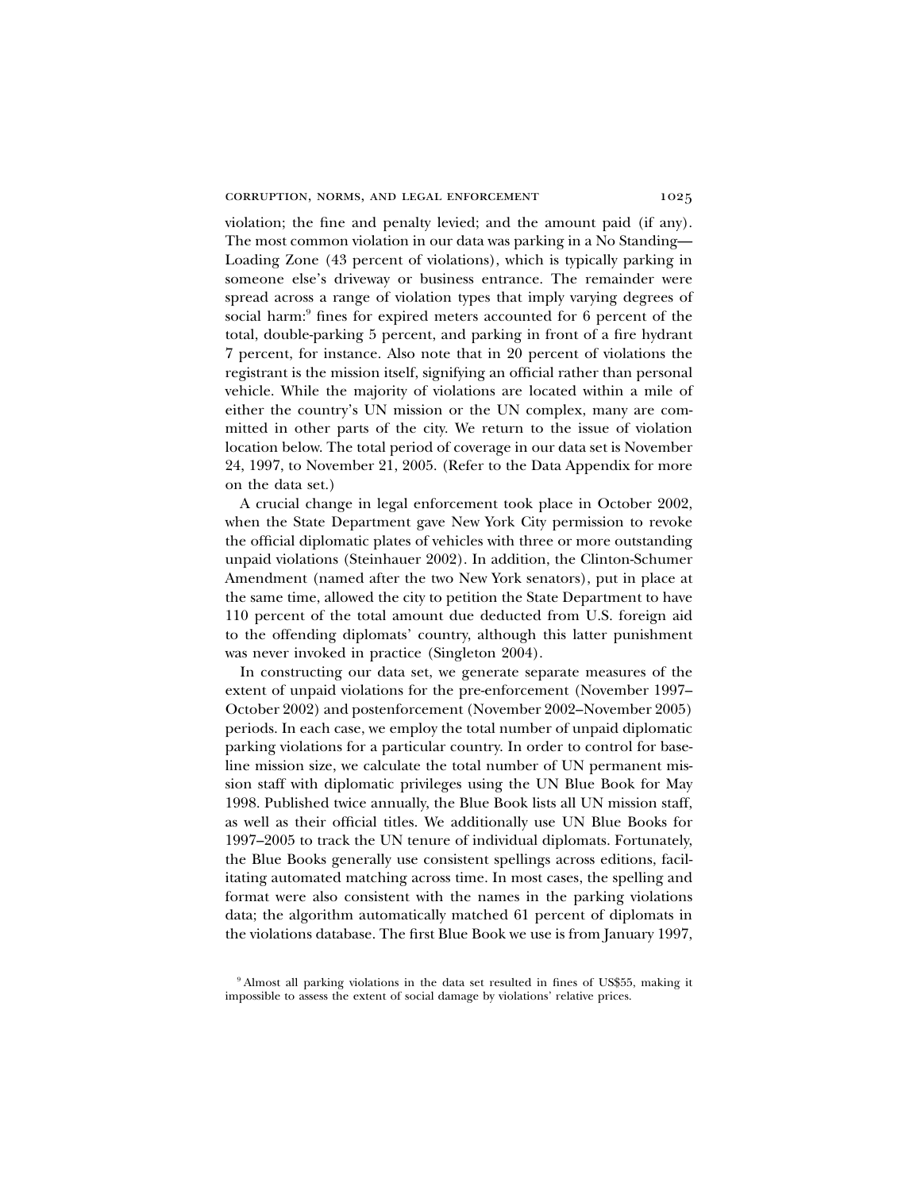violation; the fine and penalty levied; and the amount paid (if any). The most common violation in our data was parking in a No Standing—Loading Zone (43 percent of violations), which is typically parking in someone else's driveway or business entrance. The remainder were spread across a range of violation types that imply varying degrees of social harm:[9] fines for expired meters accounted for 6 percent of the total, double-parking 5 percent, and parking in front of a fire hydrant 7 percent, for instance. Also note that in 20 percent of violations the registrant is the mission itself, signifying an official rather than personal vehicle. While the majority of violations are located within a mile of either the country's UN mission or the UN complex, many are committed in other parts of the city. We return to the issue of violation location below. The total period of coverage in our data set is November 24, 1997, to November 21, 2005. (Refer to the Data Appendix for more on the data set.)

A crucial change in legal enforcement took place in October 2002, when the State Department gave New York City permission to revoke the official diplomatic plates of vehicles with three or more outstanding unpaid violations (Steinhauer 2002). In addition, the Clinton-Schumer Amendment (named after the two New York senators), put in place at the same time, allowed the city to petition the State Department to have 110 percent of the total amount due deducted from U.S. foreign aid to the offending diplomats' country, although this latter punishment was never invoked in practice (Singleton 2004).

In constructing our data set, we generate separate measures of the extent of unpaid violations for the pre-enforcement (November 1997–October 2002) and postenforcement (November 2002–November 2005) periods. In each case, we employ the total number of unpaid diplomatic parking violations for a particular country. In order to control for baseline mission size, we calculate the total number of UN permanent mission staff with diplomatic privileges using the UN Blue Book for May 1998. Published twice annually, the Blue Book lists all UN mission staff, as well as their official titles. We additionally use UN Blue Books for 1997–2005 to track the UN tenure of individual diplomats. Fortunately, the Blue Books generally use consistent spellings across editions, facilitating automated matching across time. In most cases, the spelling and format were also consistent with the names in the parking violations data; the algorithm automatically matched 61 percent of diplomats in the violations database. The first Blue Book we use is from January 1997,

[9] Almost all parking violations in the data set resulted in fines of US$55, making it impossible to assess the extent of social damage by violations' relative prices.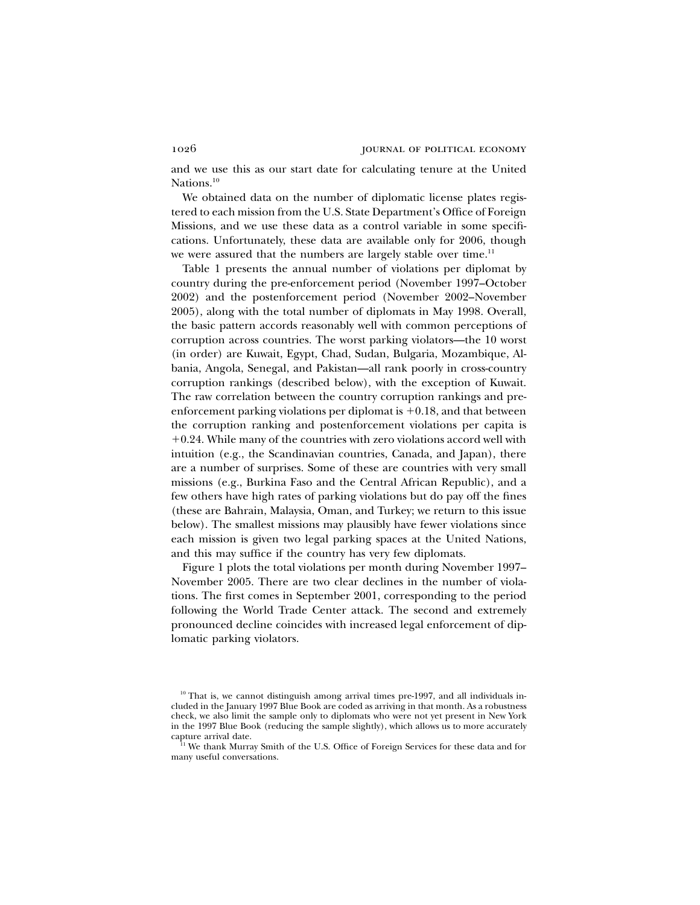and we use this as our start date for calculating tenure at the United Nations.[10]

We obtained data on the number of diplomatic license plates registered to each mission from the U.S. State Department's Office of Foreign Missions, and we use these data as a control variable in some specifications. Unfortunately, these data are available only for 2006, though we were assured that the numbers are largely stable over time.[11]

Table 1 presents the annual number of violations per diplomat by country during the pre-enforcement period (November 1997–October 2002) and the postenforcement period (November 2002–November 2005), along with the total number of diplomats in May 1998. Overall, the basic pattern accords reasonably well with common perceptions of corruption across countries. The worst parking violators—the 10 worst (in order) are Kuwait, Egypt, Chad, Sudan, Bulgaria, Mozambique, Albania, Angola, Senegal, and Pakistan—all rank poorly in cross-country corruption rankings (described below), with the exception of Kuwait. The raw correlation between the country corruption rankings and pre-enforcement parking violations per diplomat is +0.18, and that between the corruption ranking and postenforcement violations per capita is +0.24. While many of the countries with zero violations accord well with intuition (e.g., the Scandinavian countries, Canada, and Japan), there are a number of surprises. Some of these are countries with very small missions (e.g., Burkina Faso and the Central African Republic), and a few others have high rates of parking violations but do pay off the fines (these are Bahrain, Malaysia, Oman, and Turkey; we return to this issue below). The smallest missions may plausibly have fewer violations since each mission is given two legal parking spaces at the United Nations, and this may suffice if the country has very few diplomats.

Figure 1 plots the total violations per month during November 1997–November 2005. There are two clear declines in the number of violations. The first comes in September 2001, corresponding to the period following the World Trade Center attack. The second and extremely pronounced decline coincides with increased legal enforcement of diplomatic parking violators.

[10] That is, we cannot distinguish among arrival times pre-1997, and all individuals included in the January 1997 Blue Book are coded as arriving in that month. As a robustness check, we also limit the sample only to diplomats who were not yet present in New York in the 1997 Blue Book (reducing the sample slightly), which allows us to more accurately capture arrival date.

[11] We thank Murray Smith of the U.S. Office of Foreign Services for these data and for many useful conversations.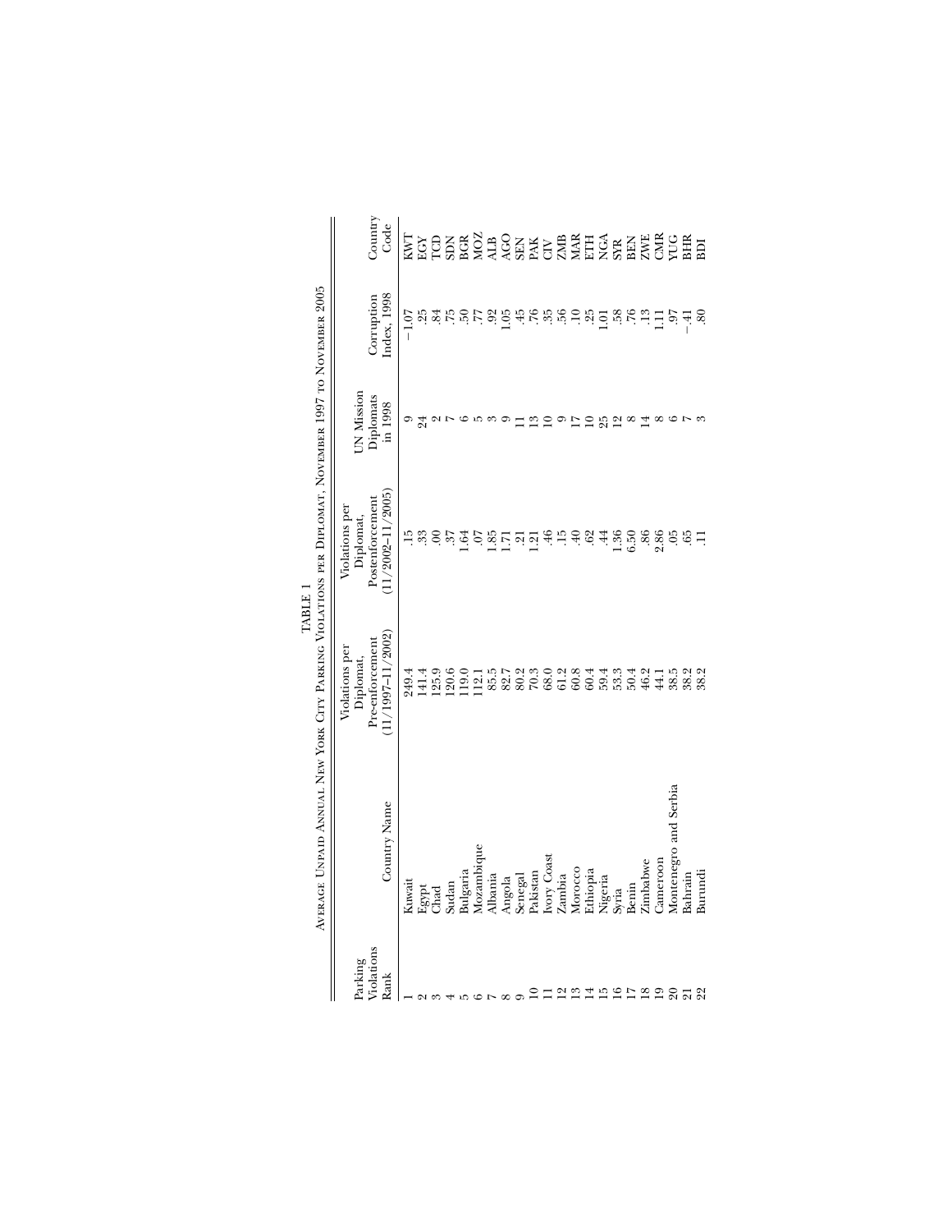TABLE 1

Average Unpaid Annual New York City Parking Violations per Diplomat, November 1997 to November 2005

| Parking Violations Rank | Country Name | Violations per Diplomat, Pre-enforcement (11/1997–11/2002) | Violations per Diplomat, Postenforcement (11/2002–11/2005) | UN Mission Diplomats in 1998 | Corruption Index, 1998 | Country Code |
|---|---|---|---|---|---|---|
| 1 | Kuwait | 249.4 | .15 | 9 | −1.07 | KWT |
| 2 | Egypt | 141.4 | .33 | 24 | .25 | EGY |
| 3 | Chad | 125.9 | .00 | 2 | .84 | TCD |
| 4 | Sudan | 120.6 | .37 | 7 | .75 | SDN |
| 5 | Bulgaria | 119.0 | 1.64 | 6 | .50 | BGR |
| 6 | Mozambique | 112.1 | .07 | 5 | .77 | MOZ |
| 7 | Albania | 85.5 | 1.85 | 3 | .92 | ALB |
| 8 | Angola | 82.7 | 1.71 | 9 | 1.05 | AGO |
| 9 | Senegal | 80.2 | .21 | 11 | .45 | SEN |
| 10 | Pakistan | 70.3 | 1.21 | 13 | .76 | PAK |
| 11 | Ivory Coast | 68.0 | .46 | 10 | .35 | CIV |
| 12 | Zambia | 61.2 | .15 | 9 | .56 | ZMB |
| 13 | Morocco | 60.8 | .40 | 17 | .10 | MAR |
| 14 | Ethiopia | 60.4 | .62 | 10 | .25 | ETH |
| 15 | Nigeria | 59.4 | .44 | 25 | 1.01 | NGA |
| 16 | Syria | 53.3 | 1.36 | 12 | .58 | SYR |
| 17 | Benin | 50.4 | 6.50 | 8 | .76 | BEN |
| 18 | Zimbabwe | 46.2 | .86 | 14 | .13 | ZWE |
| 19 | Cameroon | 44.1 | 2.86 | 8 | 1.11 | CMR |
| 20 | Montenegro and Serbia | 38.5 | .05 | 6 | .97 | YUG |
| 21 | Bahrain | 38.2 | .65 | 7 | −.41 | BHR |
| 22 | Burundi | 38.2 | .11 | 3 | .80 | BDI |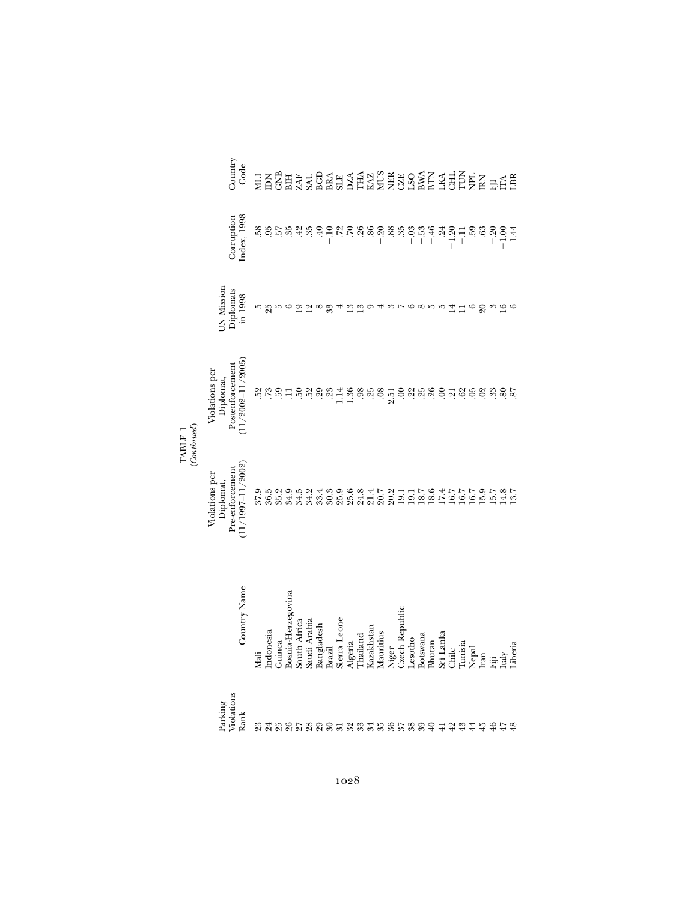TABLE 1
(*Continued*)

| Parking Violations Rank | Country Name | Violations per Diplomat, Pre-enforcement (11/1997–11/2002) | Violations per Diplomat, Postenforcement (11/2002–11/2005) | UN Mission Diplomats in 1998 | Corruption Index, 1998 | Country Code |
|---|---|---|---|---|---|---|
| 23 | Mali | 37.9 | .52 | 5 | .58 | MLI |
| 24 | Indonesia | 36.5 | .73 | 25 | .95 | IDN |
| 25 | Guinea | 35.2 | .59 | 5 | .57 | GNB |
| 26 | Bosnia-Herzegovina | 34.9 | .11 | 6 | .35 | BIH |
| 27 | South Africa | 34.5 | .50 | 19 | −.42 | ZAF |
| 28 | Saudi Arabia | 34.2 | .52 | 12 | −.35 | SAU |
| 29 | Bangladesh | 33.4 | .29 | 8 | .40 | BGD |
| 30 | Brazil | 30.3 | .23 | 33 | −.10 | BRA |
| 31 | Sierra Leone | 25.9 | 1.14 | 4 | .72 | SLE |
| 32 | Algeria | 25.6 | 1.36 | 13 | .70 | DZA |
| 33 | Thailand | 24.8 | .98 | 13 | .26 | THA |
| 34 | Kazakhstan | 21.4 | .25 | 9 | .86 | KAZ |
| 35 | Mauritius | 20.7 | .08 | 4 | −.20 | MUS |
| 36 | Niger | 20.2 | 2.51 | 3 | .88 | NER |
| 37 | Czech Republic | 19.1 | .00 | 7 | −.35 | CZE |
| 38 | Lesotho | 19.1 | .22 | 6 | −.03 | LSO |
| 39 | Botswana | 18.7 | .25 | 8 | −.53 | BWA |
| 40 | Bhutan | 18.6 | .26 | 5 | −.46 | BTN |
| 41 | Sri Lanka | 17.4 | .00 | 5 | .24 | LKA |
| 42 | Chile | 16.7 | .21 | 14 | −1.20 | CHL |
| 43 | Tunisia | 16.7 | .62 | 11 | −.11 | TUN |
| 44 | Nepal | 16.7 | .05 | 6 | .59 | NPL |
| 45 | Iran | 15.9 | .02 | 20 | .63 | IRN |
| 46 | Fiji | 15.7 | .33 | 3 | −.20 | FJI |
| 47 | Italy | 14.8 | .80 | 16 | −1.00 | ITA |
| 48 | Liberia | 13.7 | .87 | 6 | 1.44 | LBR |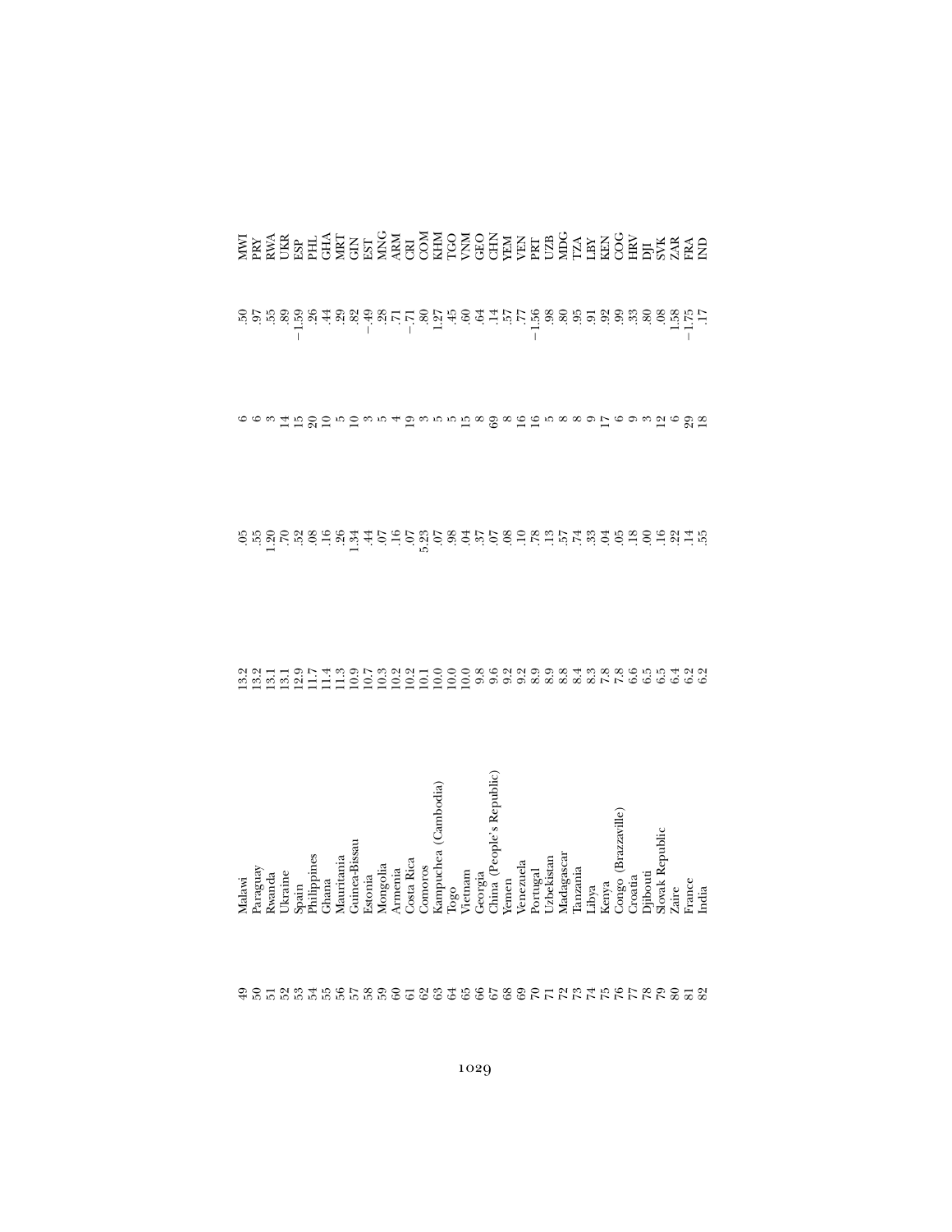| | | | | | | |
|---|---|---|---|---|---|---|
| 49 | Malawi | 13.2 | .05 | 6 | .50 | MWI |
| 50 | Paraguay | 13.2 | .55 | 6 | .97 | PRY |
| 51 | Rwanda | 13.1 | 1.20 | 3 | .55 | RWA |
| 52 | Ukraine | 13.1 | .70 | 14 | .89 | UKR |
| 53 | Spain | 12.9 | .52 | 15 | −1.59 | ESP |
| 54 | Philippines | 11.7 | .08 | 20 | .26 | PHL |
| 55 | Ghana | 11.4 | .16 | 10 | .44 | GHA |
| 56 | Mauritania | 11.3 | .26 | 5 | .29 | MRT |
| 57 | Guinea-Bissau | 10.9 | 1.34 | 10 | .82 | GIN |
| 58 | Estonia | 10.7 | .44 | 3 | −.49 | EST |
| 59 | Mongolia | 10.3 | .07 | 5 | .28 | MNG |
| 60 | Armenia | 10.2 | .16 | 4 | .71 | ARM |
| 61 | Costa Rica | 10.2 | .07 | 19 | −.71 | CRI |
| 62 | Comoros | 10.1 | 5.23 | 3 | .80 | COM |
| 63 | Kampuchea (Cambodia) | 10.0 | .07 | 5 | 1.27 | KHM |
| 64 | Togo | 10.0 | .98 | 5 | .45 | TGO |
| 65 | Vietnam | 10.0 | .04 | 15 | .60 | VNM |
| 66 | Georgia | 9.8 | .37 | 8 | .64 | GEO |
| 67 | China (People's Republic) | 9.6 | .07 | 69 | .14 | CHN |
| 68 | Yemen | 9.2 | .08 | 8 | .57 | YEM |
| 69 | Venezuela | 9.2 | .10 | 16 | .77 | VEN |
| 70 | Portugal | 8.9 | .78 | 16 | −1.56 | PRT |
| 71 | Uzbekistan | 8.9 | .13 | 5 | .98 | UZB |
| 72 | Madagascar | 8.8 | .57 | 8 | .80 | MDG |
| 73 | Tanzania | 8.4 | .74 | 8 | .95 | TZA |
| 74 | Libya | 8.3 | .33 | 9 | .91 | LBY |
| 75 | Kenya | 7.8 | .04 | 17 | .92 | KEN |
| 76 | Congo (Brazzaville) | 7.8 | .05 | 6 | .99 | COG |
| 77 | Croatia | 6.6 | .18 | 9 | .33 | HRV |
| 78 | Djibouti | 6.5 | .00 | 3 | .80 | DJI |
| 79 | Slovak Republic | 6.5 | .16 | 12 | .08 | SVK |
| 80 | Zaire | 6.4 | .22 | 6 | 1.58 | ZAR |
| 81 | France | 6.2 | .14 | 29 | −1.75 | FRA |
| 82 | India | 6.2 | .55 | 18 | .17 | IND |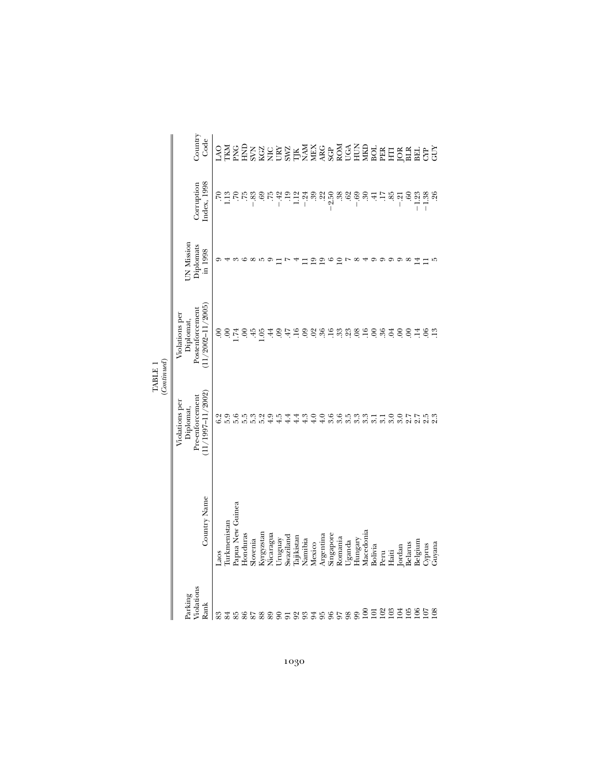TABLE 1
(*Continued*)

| Parking Violations Rank | Country Name | Violations per Diplomat, Pre-enforcement (11/1997–11/2002) | Violations per Diplomat, Postenforcement (11/2002–11/2005) | UN Mission Diplomats in 1998 | Corruption Index, 1998 | Country Code |
|---|---|---|---|---|---|---|
| 83 | Laos | 6.2 | .00 | 9 | .70 | LAO |
| 84 | Turkmenistan | 5.9 | .00 | 4 | 1.13 | TKM |
| 85 | Papua New Guinea | 5.6 | 1.74 | 3 | .70 | PNG |
| 86 | Honduras | 5.5 | .00 | 6 | .75 | HND |
| 87 | Slovenia | 5.3 | .45 | 8 | −.83 | SVN |
| 88 | Kyrgyzstan | 5.2 | 1.05 | 5 | .69 | KGZ |
| 89 | Nicaragua | 4.9 | .44 | 9 | .75 | NIC |
| 90 | Uruguay | 4.5 | .09 | 11 | −.42 | URY |
| 91 | Swaziland | 4.4 | .47 | 7 | .19 | SWZ |
| 92 | Tajikistan | 4.4 | .16 | 4 | 1.12 | TJK |
| 93 | Namibia | 4.3 | .09 | 11 | −.24 | NAM |
| 94 | Mexico | 4.0 | .02 | 19 | .39 | MEX |
| 95 | Argentina | 4.0 | .36 | 19 | .22 | ARG |
| 96 | Singapore | 3.6 | .16 | 6 | −2.50 | SGP |
| 97 | Romania | 3.6 | .33 | 10 | .38 | ROM |
| 98 | Uganda | 3.5 | .23 | 7 | .62 | UGA |
| 99 | Hungary | 3.3 | .08 | 8 | −.69 | HUN |
| 100 | Macedonia | 3.3 | .16 | 4 | .30 | MKD |
| 101 | Bolivia | 3.1 | .00 | 9 | .41 | BOL |
| 102 | Peru | 3.1 | .36 | 9 | .17 | PER |
| 103 | Haiti | 3.0 | .04 | 9 | .85 | HTI |
| 104 | Jordan | 3.0 | .00 | 9 | −.21 | JOR |
| 105 | Belarus | 2.7 | .00 | 8 | .60 | BLR |
| 106 | Belgium | 2.7 | .14 | 14 | −1.23 | BEL |
| 107 | Cyprus | 2.5 | .06 | 11 | −1.38 | CYP |
| 108 | Guyana | 2.3 | .13 | 5 | .26 | GUY |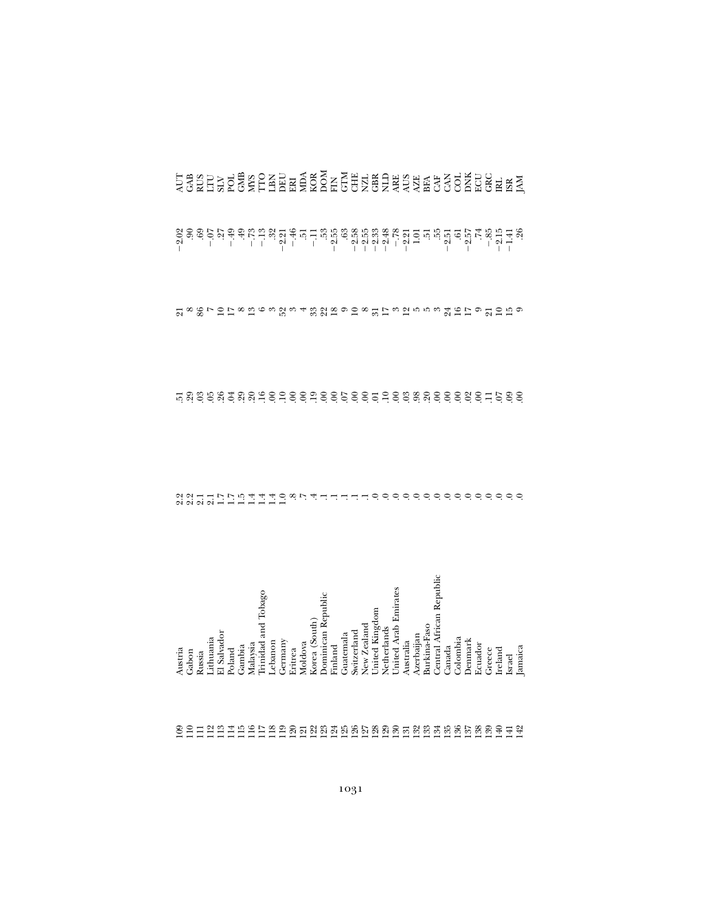| | | | | | | |
|---|---|---|---|---|---|---|
| 109 | Austria | 2.2 | .51 | 21 | −2.02 | AUT |
| 110 | Gabon | 2.2 | .29 | 8 | .90 | GAB |
| 111 | Russia | 2.1 | .03 | 86 | .69 | RUS |
| 112 | Lithuania | 2.1 | .05 | 7 | −.07 | LTU |
| 113 | El Salvador | 1.7 | .26 | 10 | .27 | SLV |
| 114 | Poland | 1.7 | .04 | 17 | −.49 | POL |
| 115 | Gambia | 1.5 | .29 | 8 | .49 | GMB |
| 116 | Malaysia | 1.4 | .20 | 13 | −.73 | MYS |
| 117 | Trinidad and Tobago | 1.4 | .16 | 6 | −.13 | TTO |
| 118 | Lebanon | 1.4 | .00 | 3 | .32 | LBN |
| 119 | Germany | 1.0 | .10 | 52 | −2.21 | DEU |
| 120 | Eritrea | .8 | .00 | 3 | −.46 | ERI |
| 121 | Moldova | .7 | .00 | 4 | .51 | MDA |
| 122 | Korea (South) | .4 | .19 | 33 | −.11 | KOR |
| 123 | Dominican Republic | .1 | .00 | 22 | .53 | DOM |
| 124 | Finland | .1 | .00 | 18 | −2.55 | FIN |
| 125 | Guatemala | .1 | .07 | 9 | .63 | GTM |
| 126 | Switzerland | .1 | .00 | 10 | −2.58 | CHE |
| 127 | New Zealand | .1 | .00 | 8 | −2.55 | NZL |
| 128 | United Kingdom | .0 | .01 | 31 | −2.33 | GBR |
| 129 | Netherlands | .0 | .10 | 17 | −2.48 | NLD |
| 130 | United Arab Emirates | .0 | .00 | 3 | −.78 | ARE |
| 131 | Australia | .0 | .03 | 12 | −2.21 | AUS |
| 132 | Azerbaijan | .0 | .98 | 5 | 1.01 | AZE |
| 133 | Burkina-Faso | .0 | .20 | 5 | .51 | BFA |
| 134 | Central African Republic | .0 | .00 | 3 | .55 | CAF |
| 135 | Canada | .0 | .00 | 24 | −2.51 | CAN |
| 136 | Colombia | .0 | .00 | 16 | .61 | COL |
| 137 | Denmark | .0 | .02 | 17 | −2.57 | DNK |
| 138 | Ecuador | .0 | .00 | 9 | .74 | ECU |
| 139 | Greece | .0 | .11 | 21 | −.85 | GRC |
| 140 | Ireland | .0 | .07 | 10 | −2.15 | IRL |
| 141 | Israel | .0 | .09 | 15 | −1.41 | ISR |
| 142 | Jamaica | .0 | .00 | 9 | .26 | JAM |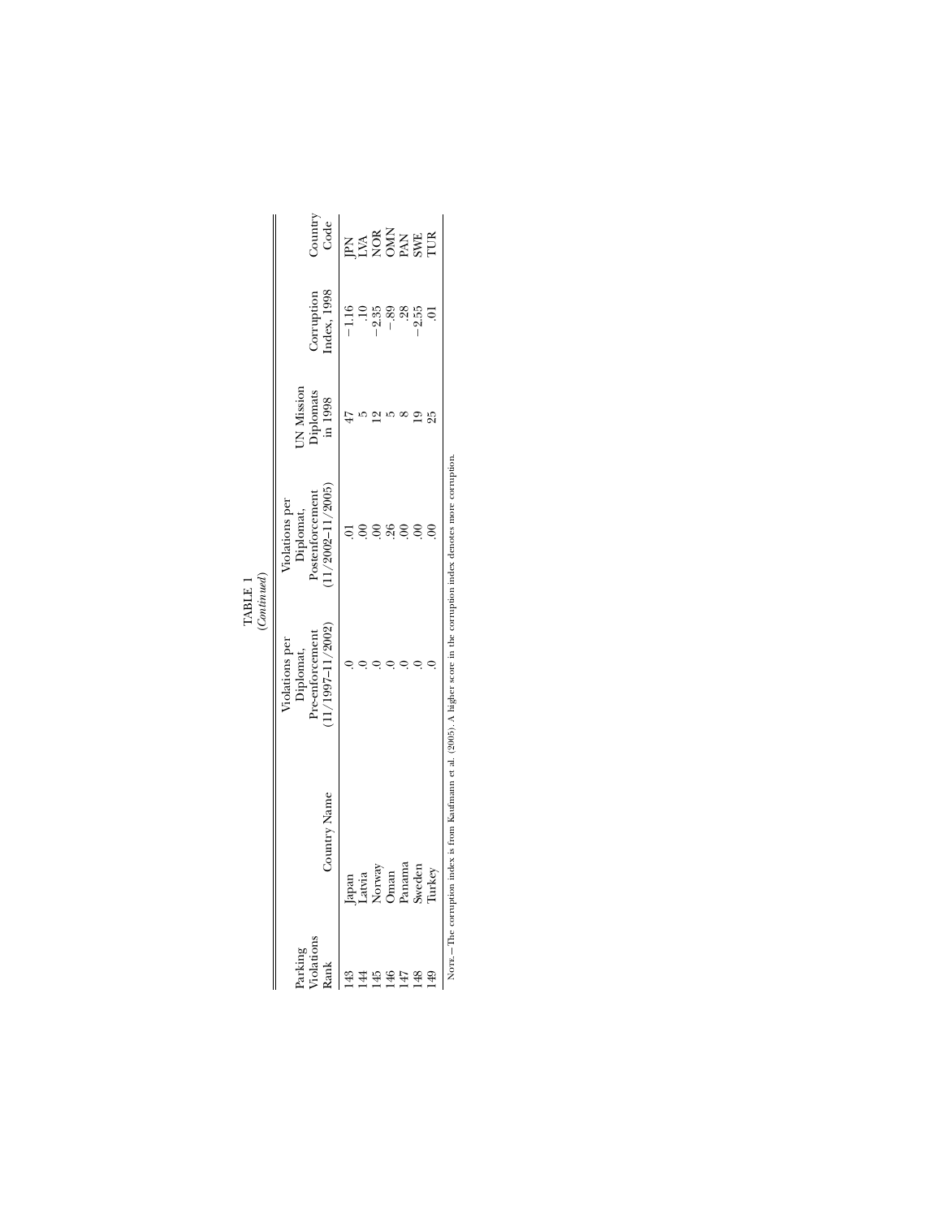TABLE 1
(*Continued*)

| Parking Violations Rank | Country Name | Violations per Diplomat, Pre-enforcement (11/1997–11/2002) | Violations per Diplomat, Postenforcement (11/2002–11/2005) | UN Mission Diplomats in 1998 | Corruption Index, 1998 | Country Code |
|---|---|---|---|---|---|---|
| 143 | Japan | .0 | .01 | 47 | −1.16 | JPN |
| 144 | Latvia | .0 | .00 | 5 | .10 | LVA |
| 145 | Norway | .0 | .00 | 12 | −2.35 | NOR |
| 146 | Oman | .0 | .26 | 5 | −.89 | OMN |
| 147 | Panama | .0 | .00 | 8 | .28 | PAN |
| 148 | Sweden | .0 | .00 | 19 | −2.55 | SWE |
| 149 | Turkey | .0 | .00 | 25 | .01 | TUR |

Note.—The corruption index is from Kaufmann et al. (2005). A higher score in the corruption index denotes more corruption.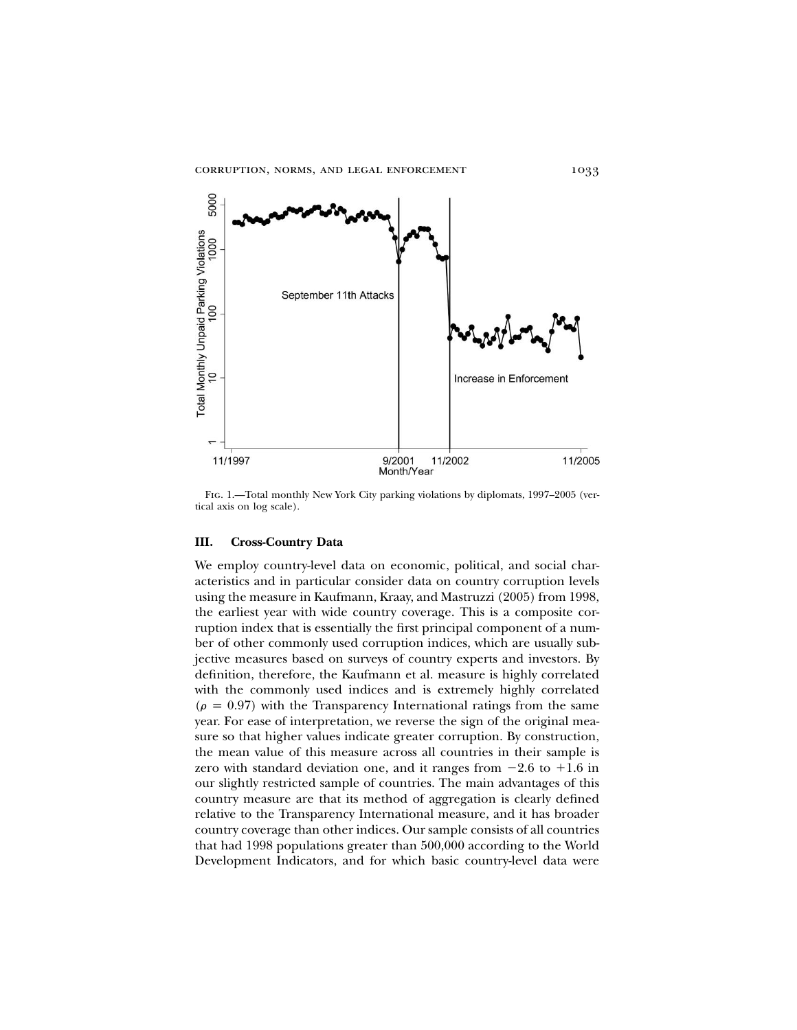FIG. 1.—Total monthly New York City parking violations by diplomats, 1997–2005 (vertical axis on log scale).

## III. Cross-Country Data

We employ country-level data on economic, political, and social characteristics and in particular consider data on country corruption levels using the measure in Kaufmann, Kraay, and Mastruzzi (2005) from 1998, the earliest year with wide country coverage. This is a composite corruption index that is essentially the first principal component of a number of other commonly used corruption indices, which are usually subjective measures based on surveys of country experts and investors. By definition, therefore, the Kaufmann et al. measure is highly correlated with the commonly used indices and is extremely highly correlated ($\rho = 0.97$) with the Transparency International ratings from the same year. For ease of interpretation, we reverse the sign of the original measure so that higher values indicate greater corruption. By construction, the mean value of this measure across all countries in their sample is zero with standard deviation one, and it ranges from $-2.6$ to $+1.6$ in our slightly restricted sample of countries. The main advantages of this country measure are that its method of aggregation is clearly defined relative to the Transparency International measure, and it has broader country coverage than other indices. Our sample consists of all countries that had 1998 populations greater than 500,000 according to the World Development Indicators, and for which basic country-level data were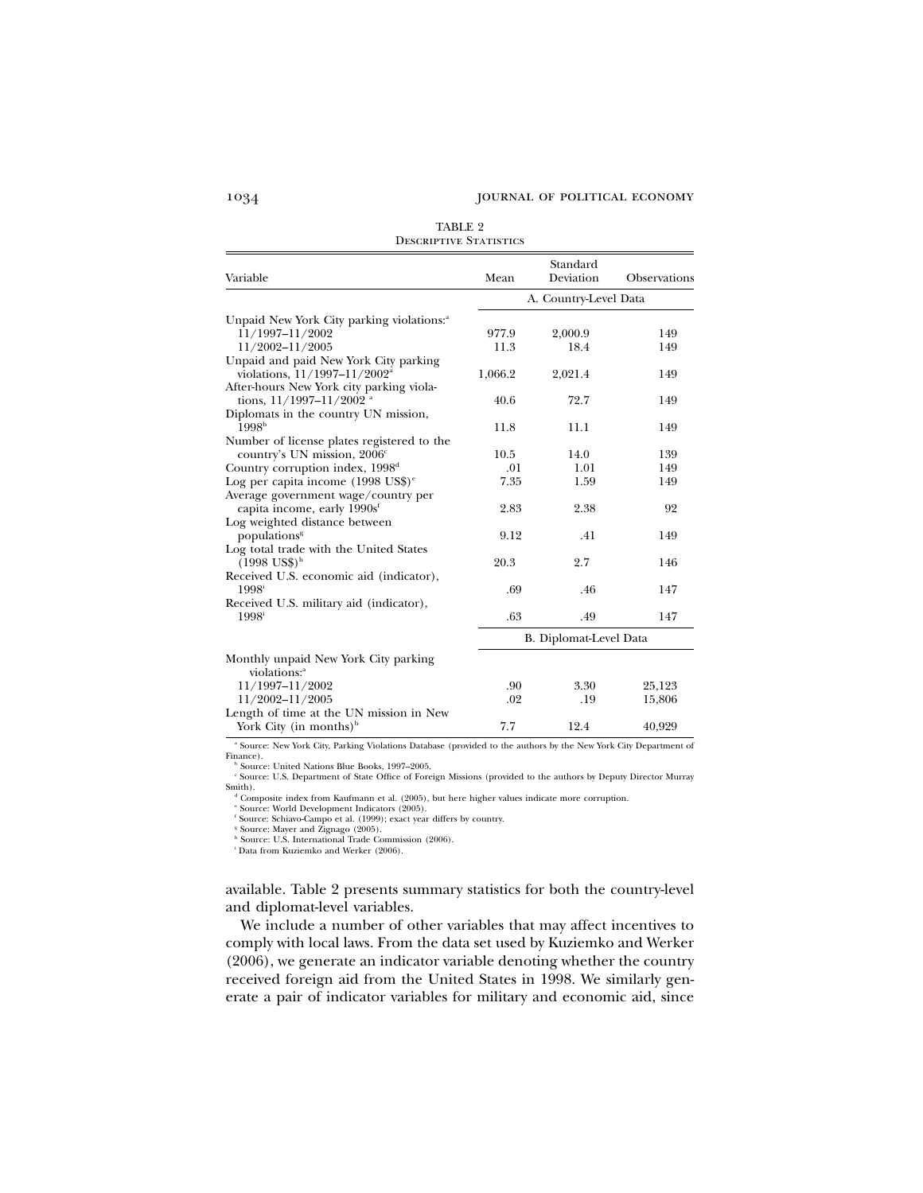TABLE 2
Descriptive Statistics

| Variable | Mean | Standard Deviation | Observations |
|---|---|---|---|
| | A. Country-Level Data | | |
| Unpaid New York City parking violations:[a] | | | |
| 11/1997–11/2002 | 977.9 | 2,000.9 | 149 |
| 11/2002–11/2005 | 11.3 | 18.4 | 149 |
| Unpaid and paid New York City parking violations, 11/1997–11/2002[a] | 1,066.2 | 2,021.4 | 149 |
| After-hours New York city parking violations, 11/1997–11/2002 [a] | 40.6 | 72.7 | 149 |
| Diplomats in the country UN mission, 1998[b] | 11.8 | 11.1 | 149 |
| Number of license plates registered to the country's UN mission, 2006[c] | 10.5 | 14.0 | 139 |
| Country corruption index, 1998[d] | .01 | 1.01 | 149 |
| Log per capita income (1998 US$)[e] | 7.35 | 1.59 | 149 |
| Average government wage/country per capita income, early 1990s[f] | 2.83 | 2.38 | 92 |
| Log weighted distance between populations[g] | 9.12 | .41 | 149 |
| Log total trade with the United States (1998 US$)[h] | 20.3 | 2.7 | 146 |
| Received U.S. economic aid (indicator), 1998[i] | .69 | .46 | 147 |
| Received U.S. military aid (indicator), 1998[i] | .63 | .49 | 147 |
| | B. Diplomat-Level Data | | |
| Monthly unpaid New York City parking violations:[a] | | | |
| 11/1997–11/2002 | .90 | 3.30 | 25,123 |
| 11/2002–11/2005 | .02 | .19 | 15,806 |
| Length of time at the UN mission in New York City (in months)[b] | 7.7 | 12.4 | 40,929 |

[a] Source: New York City, Parking Violations Database (provided to the authors by the New York City Department of Finance).
[b] Source: United Nations Blue Books, 1997–2005.
[c] Source: U.S. Department of State Office of Foreign Missions (provided to the authors by Deputy Director Murray Smith).
[d] Composite index from Kaufmann et al. (2005), but here higher values indicate more corruption.
[e] Source: World Development Indicators (2005).
[f] Source: Schiavo-Campo et al. (1999); exact year differs by country.
[g] Source: Mayer and Zignago (2005).
[h] Source: U.S. International Trade Commission (2006).
[i] Data from Kuziemko and Werker (2006).

available. Table 2 presents summary statistics for both the country-level and diplomat-level variables.

We include a number of other variables that may affect incentives to comply with local laws. From the data set used by Kuziemko and Werker (2006), we generate an indicator variable denoting whether the country received foreign aid from the United States in 1998. We similarly generate a pair of indicator variables for military and economic aid, since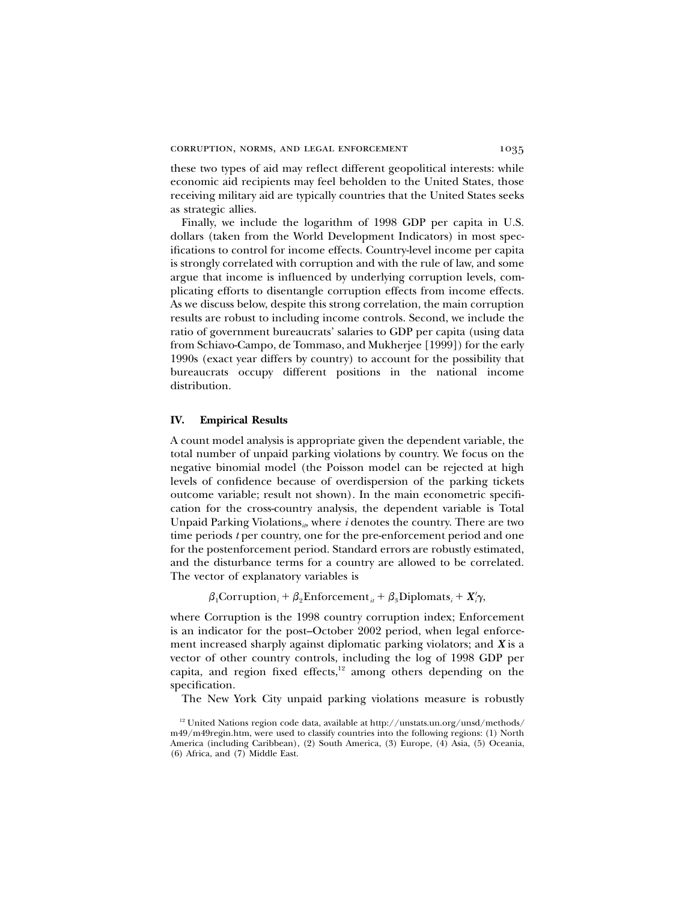these two types of aid may reflect different geopolitical interests: while economic aid recipients may feel beholden to the United States, those receiving military aid are typically countries that the United States seeks as strategic allies.

Finally, we include the logarithm of 1998 GDP per capita in U.S. dollars (taken from the World Development Indicators) in most specifications to control for income effects. Country-level income per capita is strongly correlated with corruption and with the rule of law, and some argue that income is influenced by underlying corruption levels, complicating efforts to disentangle corruption effects from income effects. As we discuss below, despite this strong correlation, the main corruption results are robust to including income controls. Second, we include the ratio of government bureaucrats' salaries to GDP per capita (using data from Schiavo-Campo, de Tommaso, and Mukherjee [1999]) for the early 1990s (exact year differs by country) to account for the possibility that bureaucrats occupy different positions in the national income distribution.

## IV. Empirical Results

A count model analysis is appropriate given the dependent variable, the total number of unpaid parking violations by country. We focus on the negative binomial model (the Poisson model can be rejected at high levels of confidence because of overdispersion of the parking tickets outcome variable; result not shown). In the main econometric specification for the cross-country analysis, the dependent variable is Total Unpaid Parking Violations$_{it}$, where $i$ denotes the country. There are two time periods $t$ per country, one for the pre-enforcement period and one for the postenforcement period. Standard errors are robustly estimated, and the disturbance terms for a country are allowed to be correlated. The vector of explanatory variables is

$$\beta_1 \text{Corruption}_i + \beta_2 \text{Enforcement}_{it} + \beta_3 \text{Diplomats}_i + \boldsymbol{X}_i' \gamma,$$

where Corruption is the 1998 country corruption index; Enforcement is an indicator for the post–October 2002 period, when legal enforcement increased sharply against diplomatic parking violators; and $\boldsymbol{X}$ is a vector of other country controls, including the log of 1998 GDP per capita, and region fixed effects,[12] among others depending on the specification.

The New York City unpaid parking violations measure is robustly

[12] United Nations region code data, available at http://unstats.un.org/unsd/methods/m49/m49regin.htm, were used to classify countries into the following regions: (1) North America (including Caribbean), (2) South America, (3) Europe, (4) Asia, (5) Oceania, (6) Africa, and (7) Middle East.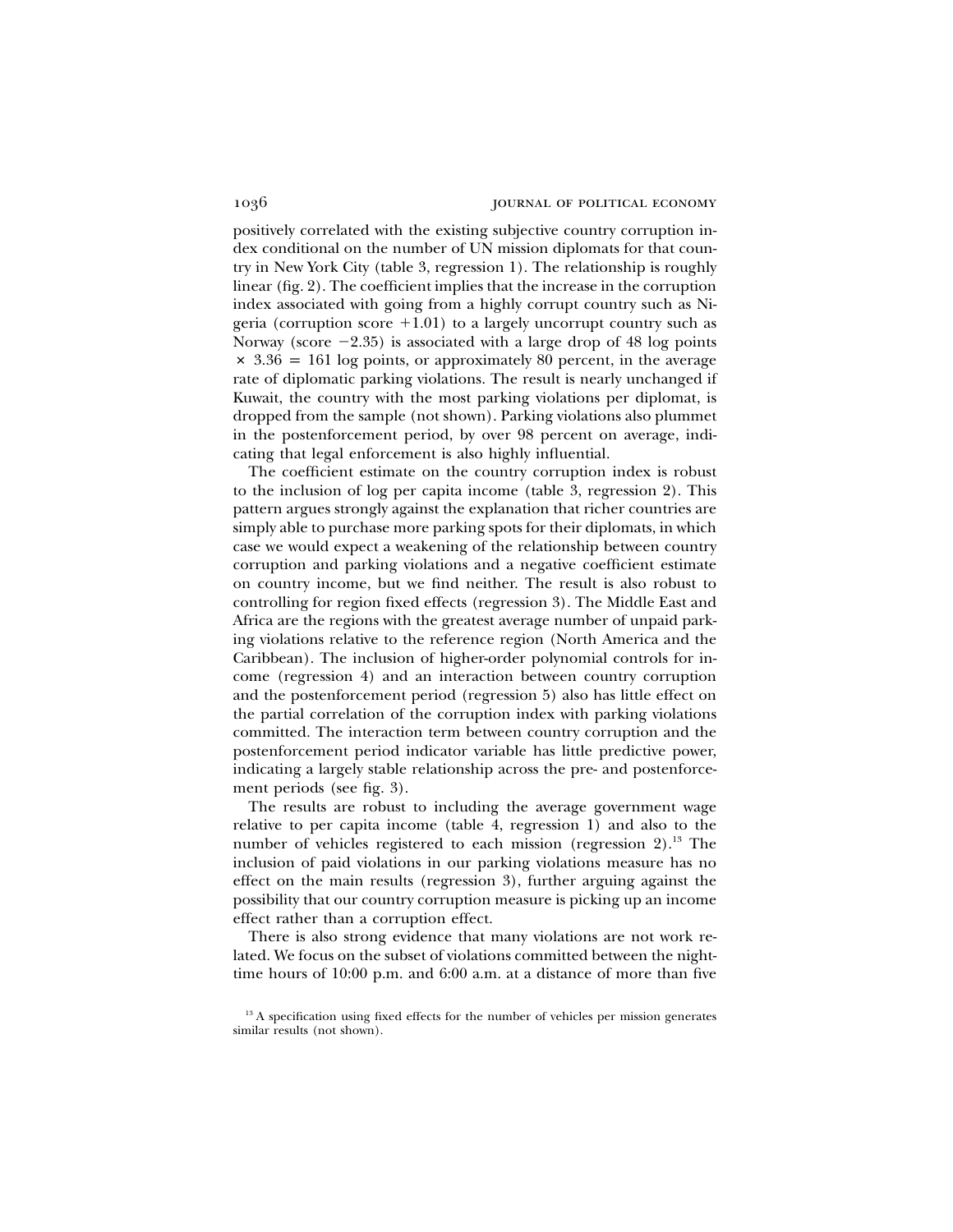positively correlated with the existing subjective country corruption index conditional on the number of UN mission diplomats for that country in New York City (table 3, regression 1). The relationship is roughly linear (fig. 2). The coefficient implies that the increase in the corruption index associated with going from a highly corrupt country such as Nigeria (corruption score $+1.01$) to a largely uncorrupt country such as Norway (score $-2.35$) is associated with a large drop of 48 log points $\times$ 3.36 = 161 log points, or approximately 80 percent, in the average rate of diplomatic parking violations. The result is nearly unchanged if Kuwait, the country with the most parking violations per diplomat, is dropped from the sample (not shown). Parking violations also plummet in the postenforcement period, by over 98 percent on average, indicating that legal enforcement is also highly influential.

The coefficient estimate on the country corruption index is robust to the inclusion of log per capita income (table 3, regression 2). This pattern argues strongly against the explanation that richer countries are simply able to purchase more parking spots for their diplomats, in which case we would expect a weakening of the relationship between country corruption and parking violations and a negative coefficient estimate on country income, but we find neither. The result is also robust to controlling for region fixed effects (regression 3). The Middle East and Africa are the regions with the greatest average number of unpaid parking violations relative to the reference region (North America and the Caribbean). The inclusion of higher-order polynomial controls for income (regression 4) and an interaction between country corruption and the postenforcement period (regression 5) also has little effect on the partial correlation of the corruption index with parking violations committed. The interaction term between country corruption and the postenforcement period indicator variable has little predictive power, indicating a largely stable relationship across the pre- and postenforcement periods (see fig. 3).

The results are robust to including the average government wage relative to per capita income (table 4, regression 1) and also to the number of vehicles registered to each mission (regression 2).[13] The inclusion of paid violations in our parking violations measure has no effect on the main results (regression 3), further arguing against the possibility that our country corruption measure is picking up an income effect rather than a corruption effect.

There is also strong evidence that many violations are not work related. We focus on the subset of violations committed between the nighttime hours of 10:00 p.m. and 6:00 a.m. at a distance of more than five

[13] A specification using fixed effects for the number of vehicles per mission generates similar results (not shown).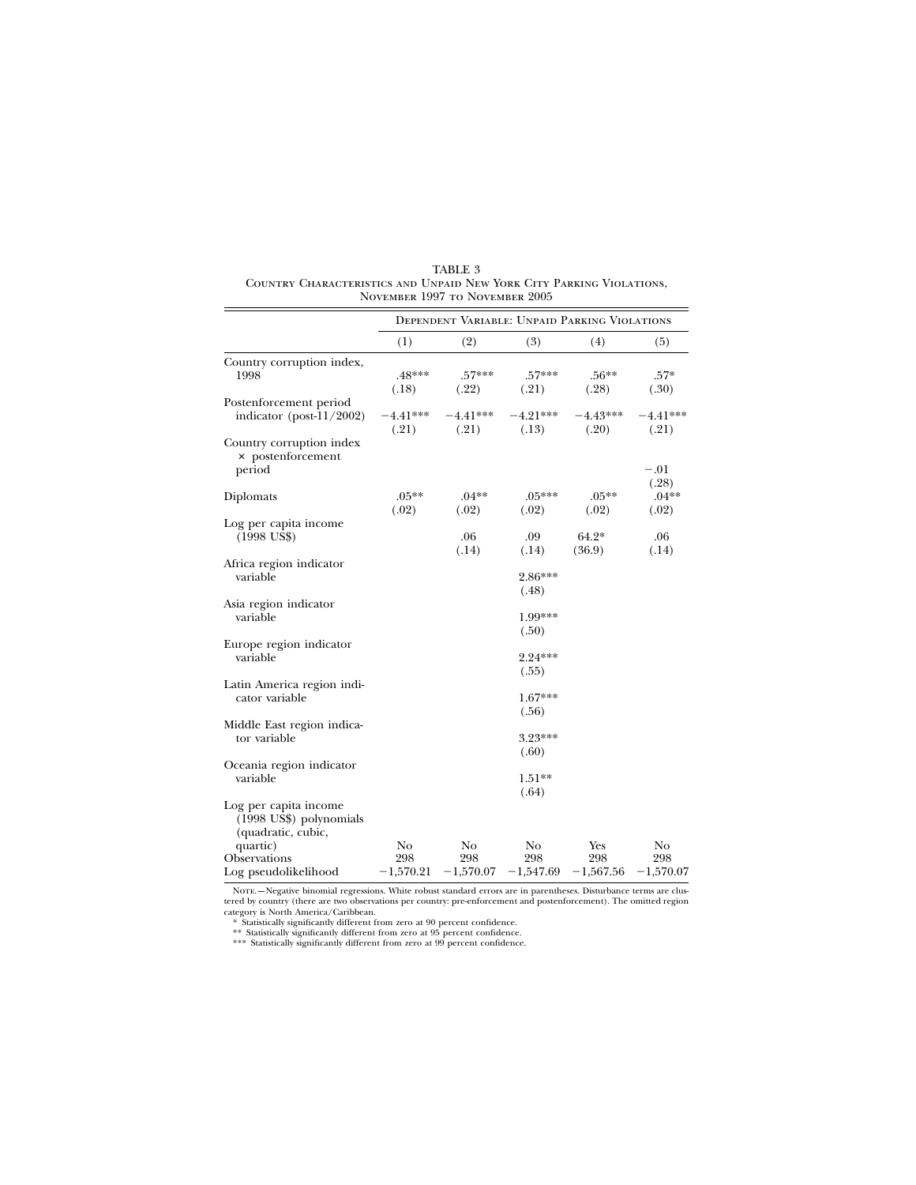TABLE 3

Country Characteristics and Unpaid New York City Parking Violations, November 1997 to November 2005

| | Dependent Variable: Unpaid Parking Violations | | | | |
|---|---|---|---|---|---|
| | (1) | (2) | (3) | (4) | (5) |
| Country corruption index, 1998 | .48*** | .57*** | .57*** | .56** | .57* |
| | (.18) | (.22) | (.21) | (.28) | (.30) |
| Postenforcement period indicator (post-11/2002) | −4.41*** | −4.41*** | −4.21*** | −4.43*** | −4.41*** |
| | (.21) | (.21) | (.13) | (.20) | (.21) |
| Country corruption index × postenforcement period | | | | | −.01 |
| | | | | | (.28) |
| Diplomats | .05** | .04** | .05*** | .05** | .04** |
| | (.02) | (.02) | (.02) | (.02) | (.02) |
| Log per capita income (1998 US$) | | .06 | .09 | 64.2* | .06 |
| | | (.14) | (.14) | (36.9) | (.14) |
| Africa region indicator variable | | | 2.86*** | | |
| | | | (.48) | | |
| Asia region indicator variable | | | 1.99*** | | |
| | | | (.50) | | |
| Europe region indicator variable | | | 2.24*** | | |
| | | | (.55) | | |
| Latin America region indicator variable | | | 1.67*** | | |
| | | | (.56) | | |
| Middle East region indicator variable | | | 3.23*** | | |
| | | | (.60) | | |
| Oceania region indicator variable | | | 1.51** | | |
| | | | (.64) | | |
| Log per capita income (1998 US$) polynomials (quadratic, cubic, quartic) | No | No | No | Yes | No |
| Observations | 298 | 298 | 298 | 298 | 298 |
| Log pseudolikelihood | −1,570.21 | −1,570.07 | −1,547.69 | −1,567.56 | −1,570.07 |

Note.—Negative binomial regressions. White robust standard errors are in parentheses. Disturbance terms are clustered by country (there are two observations per country: pre-enforcement and postenforcement). The omitted region category is North America/Caribbean.

\* Statistically significantly different from zero at 90 percent confidence.

\*\* Statistically significantly different from zero at 95 percent confidence.

\*\*\* Statistically significantly different from zero at 99 percent confidence.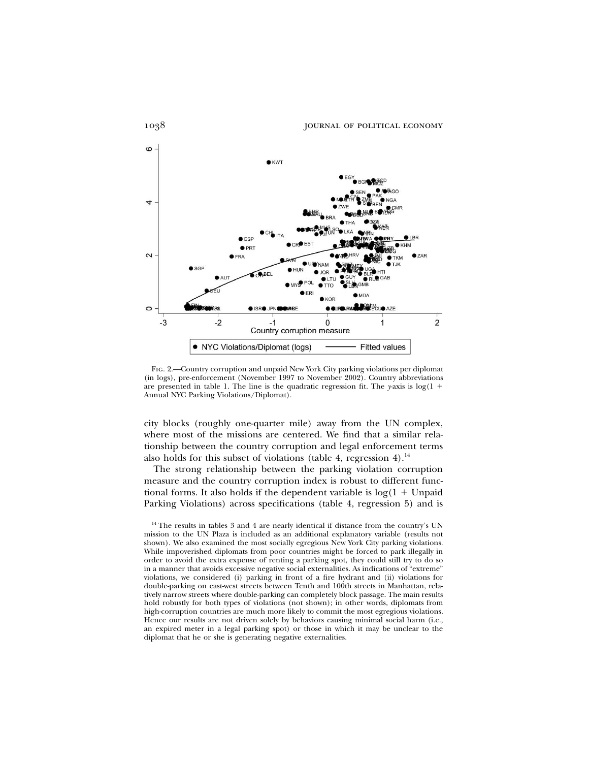FIG. 2.—Country corruption and unpaid New York City parking violations per diplomat (in logs), pre-enforcement (November 1997 to November 2002). Country abbreviations are presented in table 1. The line is the quadratic regression fit. The $y$-axis is log(1 + Annual NYC Parking Violations/Diplomat).

city blocks (roughly one-quarter mile) away from the UN complex, where most of the missions are centered. We find that a similar relationship between the country corruption and legal enforcement terms also holds for this subset of violations (table 4, regression 4).[14]

The strong relationship between the parking violation corruption measure and the country corruption index is robust to different functional forms. It also holds if the dependent variable is log(1 + Unpaid Parking Violations) across specifications (table 4, regression 5) and is

[14] The results in tables 3 and 4 are nearly identical if distance from the country's UN mission to the UN Plaza is included as an additional explanatory variable (results not shown). We also examined the most socially egregious New York City parking violations. While impoverished diplomats from poor countries might be forced to park illegally in order to avoid the extra expense of renting a parking spot, they could still try to do so in a manner that avoids excessive negative social externalities. As indications of "extreme" violations, we considered (i) parking in front of a fire hydrant and (ii) violations for double-parking on east-west streets between Tenth and 100th streets in Manhattan, relatively narrow streets where double-parking can completely block passage. The main results hold robustly for both types of violations (not shown); in other words, diplomats from high-corruption countries are much more likely to commit the most egregious violations. Hence our results are not driven solely by behaviors causing minimal social harm (i.e., an expired meter in a legal parking spot) or those in which it may be unclear to the diplomat that he or she is generating negative externalities.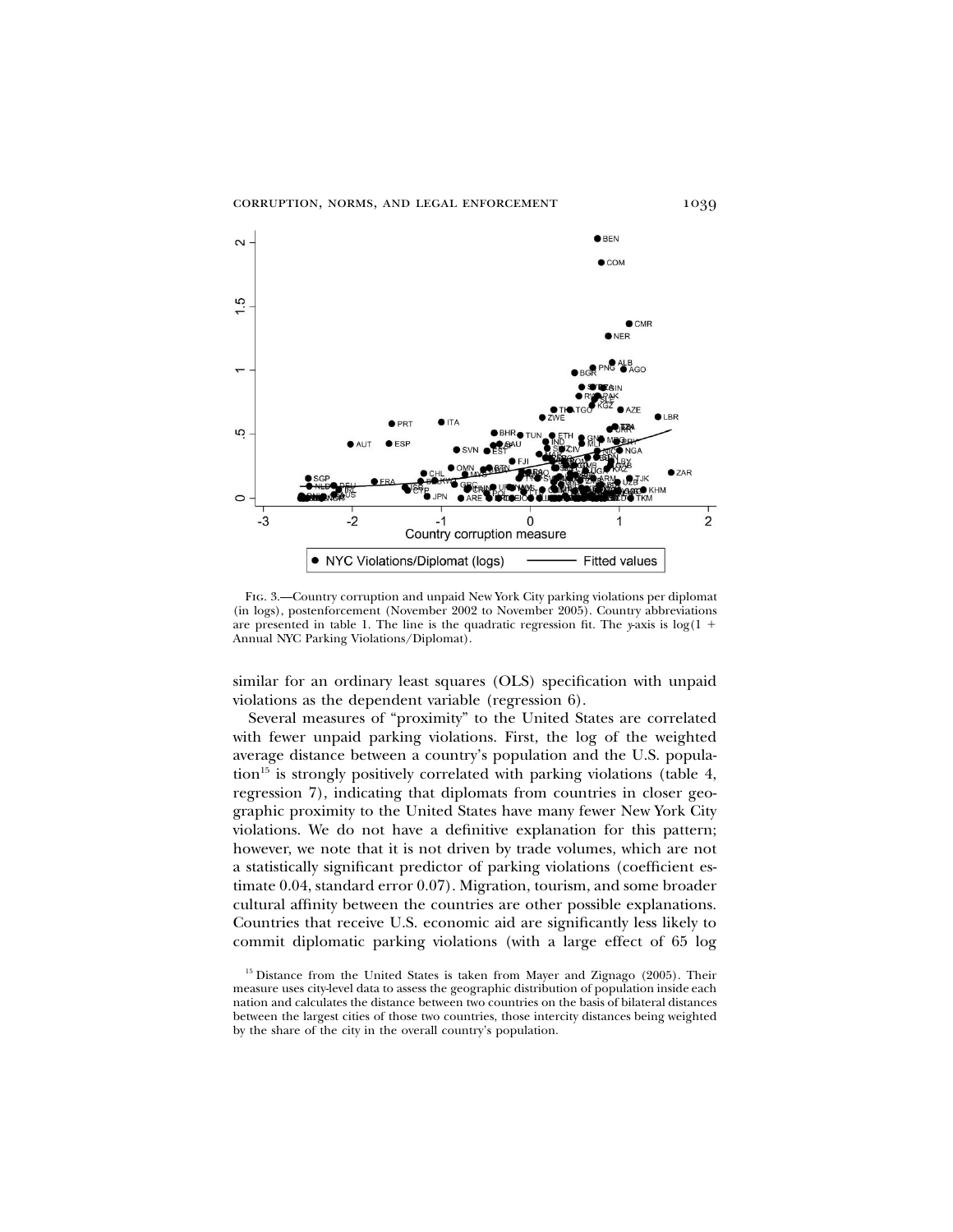Fig. 3.—Country corruption and unpaid New York City parking violations per diplomat (in logs), postenforcement (November 2002 to November 2005). Country abbreviations are presented in table 1. The line is the quadratic regression fit. The *y*-axis is log(1 + Annual NYC Parking Violations/Diplomat).

similar for an ordinary least squares (OLS) specification with unpaid violations as the dependent variable (regression 6).

Several measures of "proximity" to the United States are correlated with fewer unpaid parking violations. First, the log of the weighted average distance between a country's population and the U.S. population[15] is strongly positively correlated with parking violations (table 4, regression 7), indicating that diplomats from countries in closer geographic proximity to the United States have many fewer New York City violations. We do not have a definitive explanation for this pattern; however, we note that it is not driven by trade volumes, which are not a statistically significant predictor of parking violations (coefficient estimate 0.04, standard error 0.07). Migration, tourism, and some broader cultural affinity between the countries are other possible explanations. Countries that receive U.S. economic aid are significantly less likely to commit diplomatic parking violations (with a large effect of 65 log

[15] Distance from the United States is taken from Mayer and Zignago (2005). Their measure uses city-level data to assess the geographic distribution of population inside each nation and calculates the distance between two countries on the basis of bilateral distances between the largest cities of those two countries, those intercity distances being weighted by the share of the city in the overall country's population.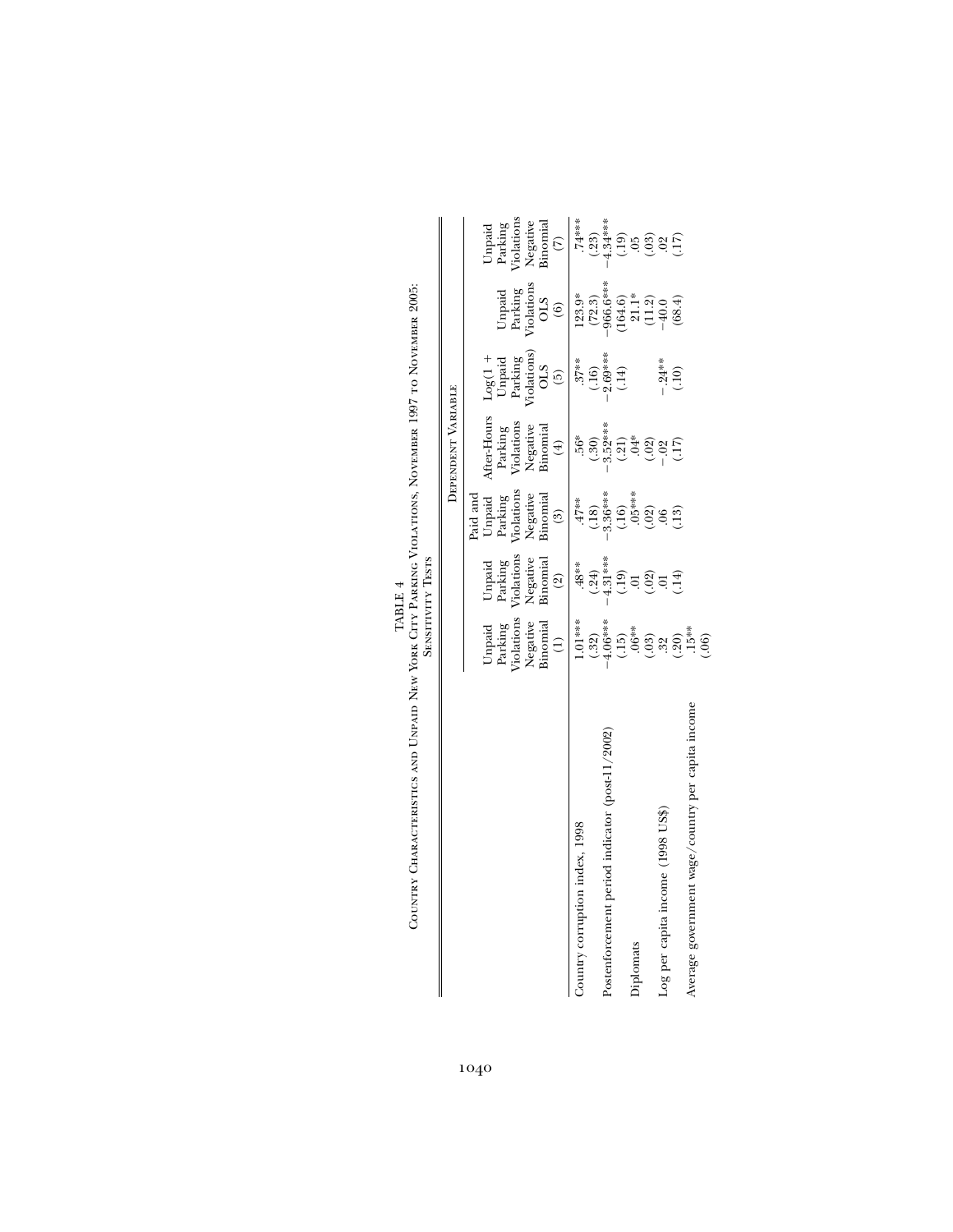TABLE 4

COUNTRY CHARACTERISTICS AND UNPAID NEW YORK CITY PARKING VIOLATIONS, NOVEMBER 1997 TO NOVEMBER 2005: SENSITIVITY TESTS

| | DEPENDENT VARIABLE | | | | | | |
|---|---|---|---|---|---|---|---|
| | Unpaid Parking Violations Negative Binomial (1) | Unpaid Parking Violations Negative Binomial (2) | Paid and Unpaid Parking Violations Negative Binomial (3) | After-Hours Parking Violations Negative Binomial (4) | Log(1 + Unpaid Parking Violations) OLS (5) | Unpaid Parking Violations OLS (6) | Unpaid Parking Violations Negative Binomial (7) |
| Country corruption index, 1998 | 1.01*** | .48** | .47** | .56* | .37** | 123.9* | .74*** |
| | (.32) | (.24) | (.18) | (.30) | (.16) | (72.3) | (.23) |
| Postenforcement period indicator (post-11/2002) | −4.06*** | −4.31*** | −3.36*** | −3.52*** | −2.69*** | −966.6*** | −4.34*** |
| | (.15) | (.19) | (.16) | (.21) | (.14) | (164.6) | (.19) |
| Diplomats | .06** | .01 | .05*** | .04* | | 21.1* | .05 |
| | (.03) | (.02) | (.02) | (.02) | | (11.2) | (.03) |
| Log per capita income (1998 US$) | .32 | .01 | .06 | −.02 | −.24** | −40.0 | .02 |
| | (.20) | (.14) | (.13) | (.17) | (.10) | (68.4) | (.17) |
| Average government wage/country per capita income | .15** | | | | | | |
| | (.06) | | | | | | |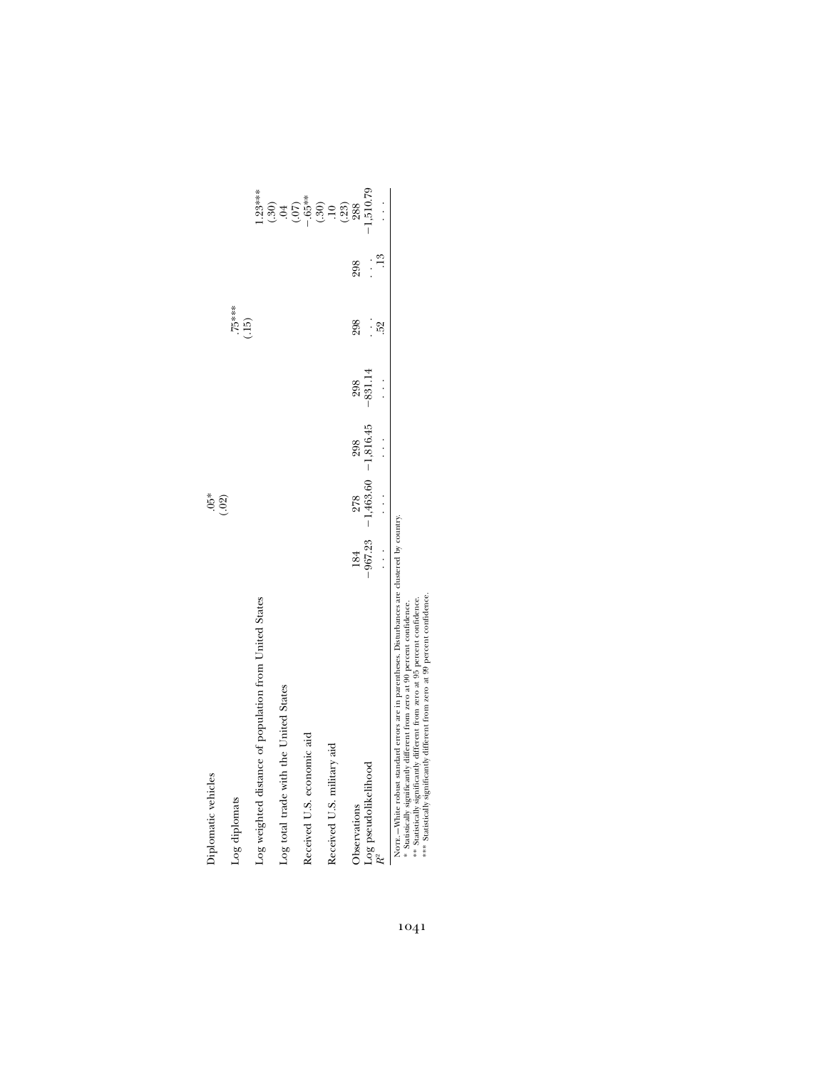| | (1) | (2) | (3) | (4) | (5) | (6) | (7) |
|---|---|---|---|---|---|---|---|
| Diplomatic vehicles | | .05* | | | | | |
| | | (.02) | | | | | |
| Log diplomats | | | | | .75*** | | |
| | | | | | (.15) | | |
| Log weighted distance of population from United States | | | | | | | 1.23*** |
| | | | | | | | (.30) |
| Log total trade with the United States | | | | | | | .04 |
| | | | | | | | (.07) |
| Received U.S. economic aid | | | | | | | −.65** |
| | | | | | | | (.30) |
| Received U.S. military aid | | | | | | | .10 |
| | | | | | | | (.23) |
| Observations | 184 | 278 | 298 | 298 | 298 | 298 | 288 |
| Log pseudolikelihood | −967.23 | −1,463.60 | −1,816.45 | −831.14 | . . . | . . . | −1,510.79 |
| $R^2$ | . . . | . . . | . . . | . . . | .52 | .13 | . . . |

Note.—White robust standard errors are in parentheses. Disturbances are clustered by country.
\* Statistically significantly different from zero at 90 percent confidence.
\*\* Statistically significantly different from zero at 95 percent confidence.
\*\*\* Statistically significantly different from zero at 99 percent confidence.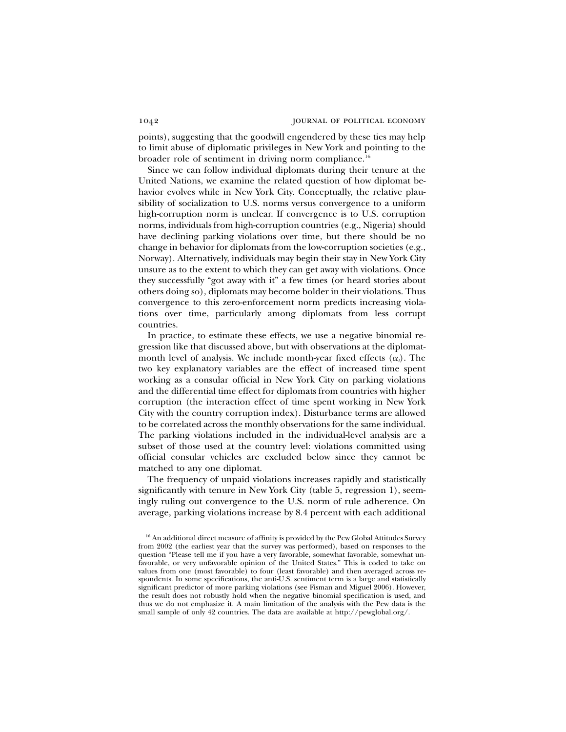points), suggesting that the goodwill engendered by these ties may help to limit abuse of diplomatic privileges in New York and pointing to the broader role of sentiment in driving norm compliance.[16]

Since we can follow individual diplomats during their tenure at the United Nations, we examine the related question of how diplomat behavior evolves while in New York City. Conceptually, the relative plausibility of socialization to U.S. norms versus convergence to a uniform high-corruption norm is unclear. If convergence is to U.S. corruption norms, individuals from high-corruption countries (e.g., Nigeria) should have declining parking violations over time, but there should be no change in behavior for diplomats from the low-corruption societies (e.g., Norway). Alternatively, individuals may begin their stay in New York City unsure as to the extent to which they can get away with violations. Once they successfully "got away with it" a few times (or heard stories about others doing so), diplomats may become bolder in their violations. Thus convergence to this zero-enforcement norm predicts increasing violations over time, particularly among diplomats from less corrupt countries.

In practice, to estimate these effects, we use a negative binomial regression like that discussed above, but with observations at the diplomat-month level of analysis. We include month-year fixed effects ($\alpha_t$). The two key explanatory variables are the effect of increased time spent working as a consular official in New York City on parking violations and the differential time effect for diplomats from countries with higher corruption (the interaction effect of time spent working in New York City with the country corruption index). Disturbance terms are allowed to be correlated across the monthly observations for the same individual. The parking violations included in the individual-level analysis are a subset of those used at the country level: violations committed using official consular vehicles are excluded below since they cannot be matched to any one diplomat.

The frequency of unpaid violations increases rapidly and statistically significantly with tenure in New York City (table 5, regression 1), seemingly ruling out convergence to the U.S. norm of rule adherence. On average, parking violations increase by 8.4 percent with each additional

[16] An additional direct measure of affinity is provided by the Pew Global Attitudes Survey from 2002 (the earliest year that the survey was performed), based on responses to the question "Please tell me if you have a very favorable, somewhat favorable, somewhat unfavorable, or very unfavorable opinion of the United States." This is coded to take on values from one (most favorable) to four (least favorable) and then averaged across respondents. In some specifications, the anti-U.S. sentiment term is a large and statistically significant predictor of more parking violations (see Fisman and Miguel 2006). However, the result does not robustly hold when the negative binomial specification is used, and thus we do not emphasize it. A main limitation of the analysis with the Pew data is the small sample of only 42 countries. The data are available at http://pewglobal.org/.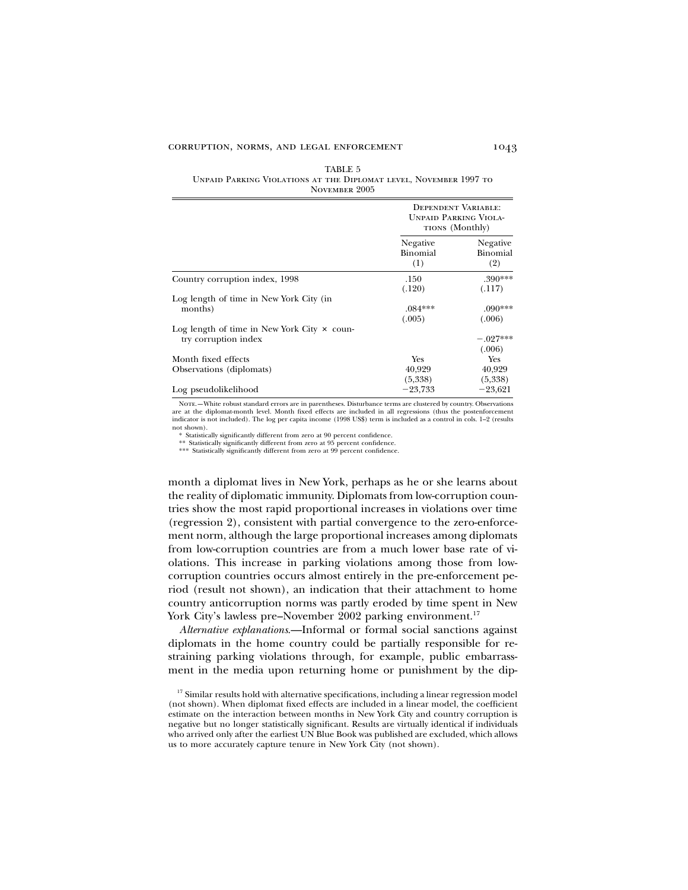TABLE 5

Unpaid Parking Violations at the Diplomat level, November 1997 to November 2005

| | Dependent Variable: Unpaid Parking Violations (Monthly) | |
|---|---|---|
| | Negative Binomial (1) | Negative Binomial (2) |
| Country corruption index, 1998 | .150 | .390*** |
| | (.120) | (.117) |
| Log length of time in New York City (in months) | .084*** | .090*** |
| | (.005) | (.006) |
| Log length of time in New York City × country corruption index | | −.027*** |
| | | (.006) |
| Month fixed effects | Yes | Yes |
| Observations (diplomats) | 40,929 | 40,929 |
| | (5,338) | (5,338) |
| Log pseudolikelihood | −23,733 | −23,621 |

Note.—White robust standard errors are in parentheses. Disturbance terms are clustered by country. Observations are at the diplomat-month level. Month fixed effects are included in all regressions (thus the postenforcement indicator is not included). The log per capita income (1998 US$) term is included as a control in cols. 1–2 (results not shown).

\* Statistically significantly different from zero at 90 percent confidence.

\*\* Statistically significantly different from zero at 95 percent confidence.

\*\*\* Statistically significantly different from zero at 99 percent confidence.

month a diplomat lives in New York, perhaps as he or she learns about the reality of diplomatic immunity. Diplomats from low-corruption countries show the most rapid proportional increases in violations over time (regression 2), consistent with partial convergence to the zero-enforcement norm, although the large proportional increases among diplomats from low-corruption countries are from a much lower base rate of violations. This increase in parking violations among those from low-corruption countries occurs almost entirely in the pre-enforcement period (result not shown), an indication that their attachment to home country anticorruption norms was partly eroded by time spent in New York City's lawless pre–November 2002 parking environment.[17]

*Alternative explanations.*—Informal or formal social sanctions against diplomats in the home country could be partially responsible for restraining parking violations through, for example, public embarrassment in the media upon returning home or punishment by the dip-

[17] Similar results hold with alternative specifications, including a linear regression model (not shown). When diplomat fixed effects are included in a linear model, the coefficient estimate on the interaction between months in New York City and country corruption is negative but no longer statistically significant. Results are virtually identical if individuals who arrived only after the earliest UN Blue Book was published are excluded, which allows us to more accurately capture tenure in New York City (not shown).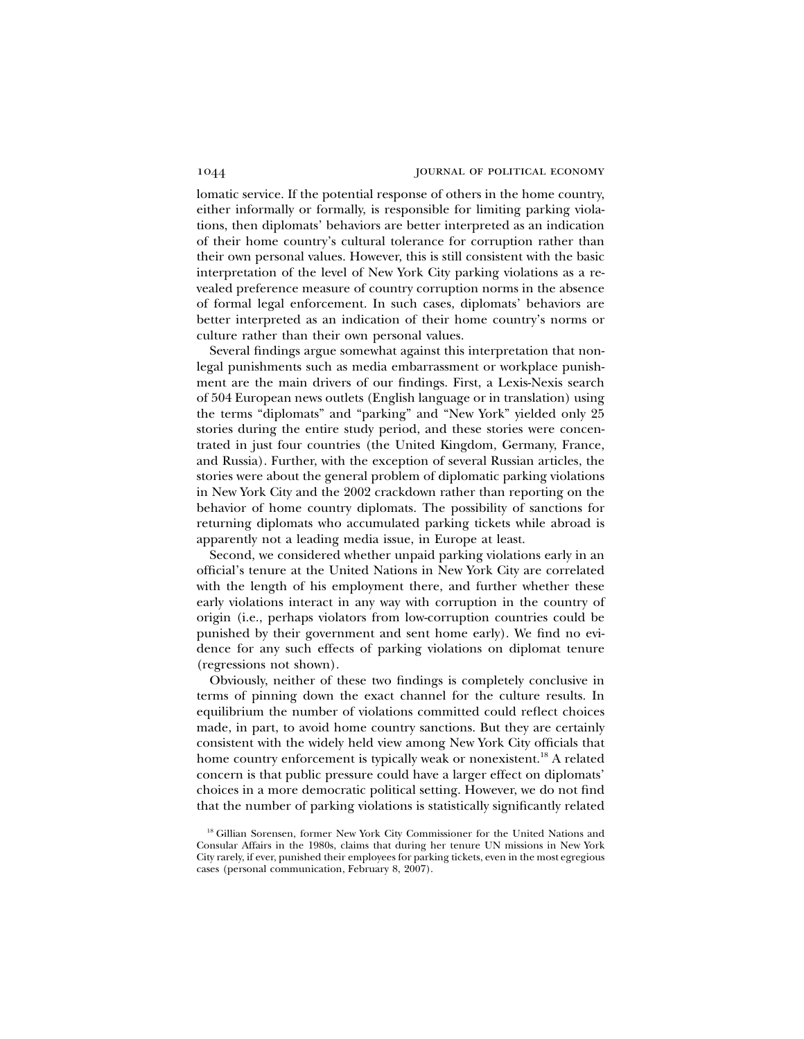lomatic service. If the potential response of others in the home country, either informally or formally, is responsible for limiting parking violations, then diplomats' behaviors are better interpreted as an indication of their home country's cultural tolerance for corruption rather than their own personal values. However, this is still consistent with the basic interpretation of the level of New York City parking violations as a revealed preference measure of country corruption norms in the absence of formal legal enforcement. In such cases, diplomats' behaviors are better interpreted as an indication of their home country's norms or culture rather than their own personal values.

Several findings argue somewhat against this interpretation that nonlegal punishments such as media embarrassment or workplace punishment are the main drivers of our findings. First, a Lexis-Nexis search of 504 European news outlets (English language or in translation) using the terms "diplomats" and "parking" and "New York" yielded only 25 stories during the entire study period, and these stories were concentrated in just four countries (the United Kingdom, Germany, France, and Russia). Further, with the exception of several Russian articles, the stories were about the general problem of diplomatic parking violations in New York City and the 2002 crackdown rather than reporting on the behavior of home country diplomats. The possibility of sanctions for returning diplomats who accumulated parking tickets while abroad is apparently not a leading media issue, in Europe at least.

Second, we considered whether unpaid parking violations early in an official's tenure at the United Nations in New York City are correlated with the length of his employment there, and further whether these early violations interact in any way with corruption in the country of origin (i.e., perhaps violators from low-corruption countries could be punished by their government and sent home early). We find no evidence for any such effects of parking violations on diplomat tenure (regressions not shown).

Obviously, neither of these two findings is completely conclusive in terms of pinning down the exact channel for the culture results. In equilibrium the number of violations committed could reflect choices made, in part, to avoid home country sanctions. But they are certainly consistent with the widely held view among New York City officials that home country enforcement is typically weak or nonexistent.[18] A related concern is that public pressure could have a larger effect on diplomats' choices in a more democratic political setting. However, we do not find that the number of parking violations is statistically significantly related

[18] Gillian Sorensen, former New York City Commissioner for the United Nations and Consular Affairs in the 1980s, claims that during her tenure UN missions in New York City rarely, if ever, punished their employees for parking tickets, even in the most egregious cases (personal communication, February 8, 2007).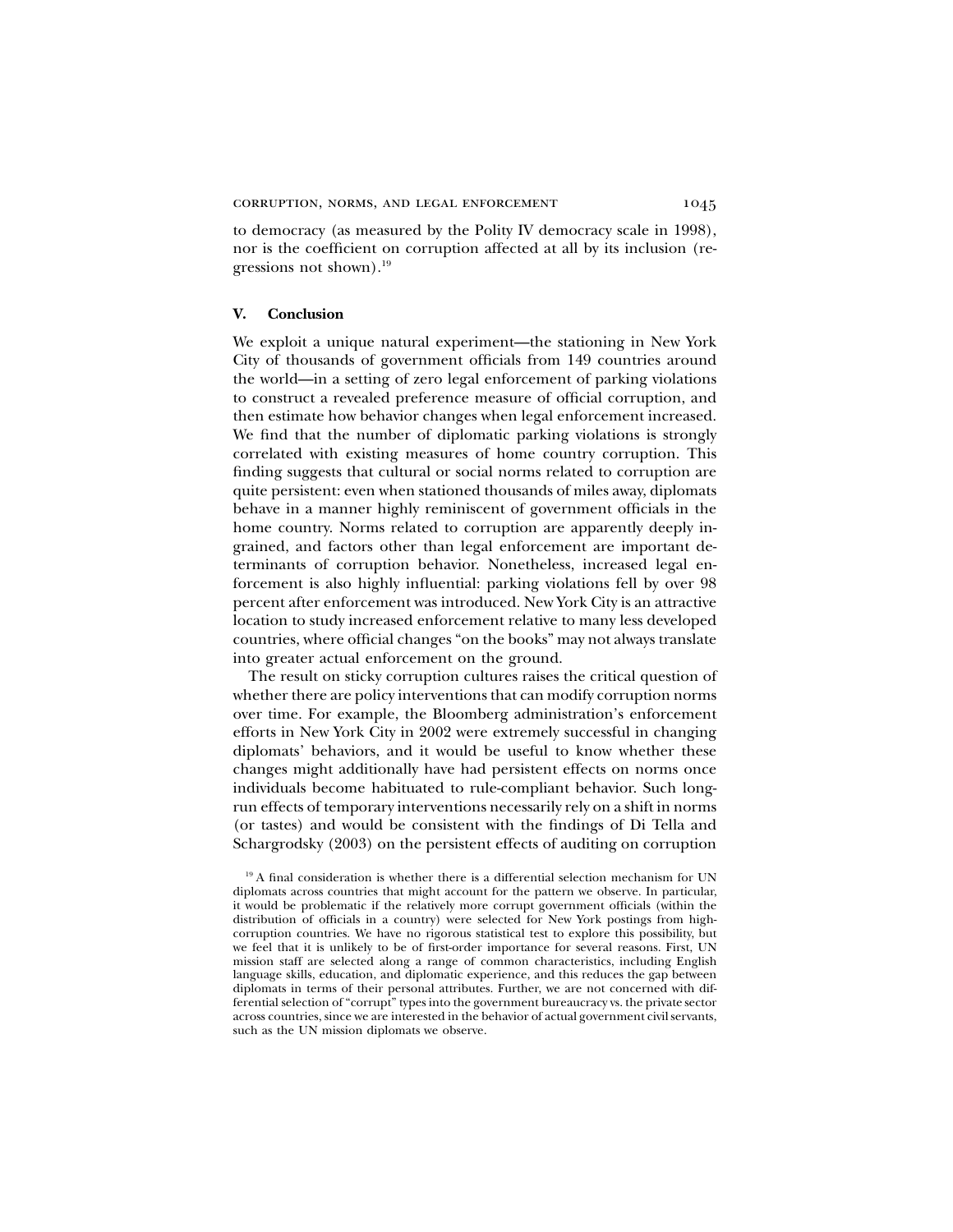to democracy (as measured by the Polity IV democracy scale in 1998), nor is the coefficient on corruption affected at all by its inclusion (regressions not shown).[19]

## V. Conclusion

We exploit a unique natural experiment—the stationing in New York City of thousands of government officials from 149 countries around the world—in a setting of zero legal enforcement of parking violations to construct a revealed preference measure of official corruption, and then estimate how behavior changes when legal enforcement increased. We find that the number of diplomatic parking violations is strongly correlated with existing measures of home country corruption. This finding suggests that cultural or social norms related to corruption are quite persistent: even when stationed thousands of miles away, diplomats behave in a manner highly reminiscent of government officials in the home country. Norms related to corruption are apparently deeply ingrained, and factors other than legal enforcement are important determinants of corruption behavior. Nonetheless, increased legal enforcement is also highly influential: parking violations fell by over 98 percent after enforcement was introduced. New York City is an attractive location to study increased enforcement relative to many less developed countries, where official changes "on the books" may not always translate into greater actual enforcement on the ground.

The result on sticky corruption cultures raises the critical question of whether there are policy interventions that can modify corruption norms over time. For example, the Bloomberg administration's enforcement efforts in New York City in 2002 were extremely successful in changing diplomats' behaviors, and it would be useful to know whether these changes might additionally have had persistent effects on norms once individuals become habituated to rule-compliant behavior. Such long-run effects of temporary interventions necessarily rely on a shift in norms (or tastes) and would be consistent with the findings of Di Tella and Schargrodsky (2003) on the persistent effects of auditing on corruption

[19] A final consideration is whether there is a differential selection mechanism for UN diplomats across countries that might account for the pattern we observe. In particular, it would be problematic if the relatively more corrupt government officials (within the distribution of officials in a country) were selected for New York postings from high-corruption countries. We have no rigorous statistical test to explore this possibility, but we feel that it is unlikely to be of first-order importance for several reasons. First, UN mission staff are selected along a range of common characteristics, including English language skills, education, and diplomatic experience, and this reduces the gap between diplomats in terms of their personal attributes. Further, we are not concerned with differential selection of "corrupt" types into the government bureaucracy vs. the private sector across countries, since we are interested in the behavior of actual government civil servants, such as the UN mission diplomats we observe.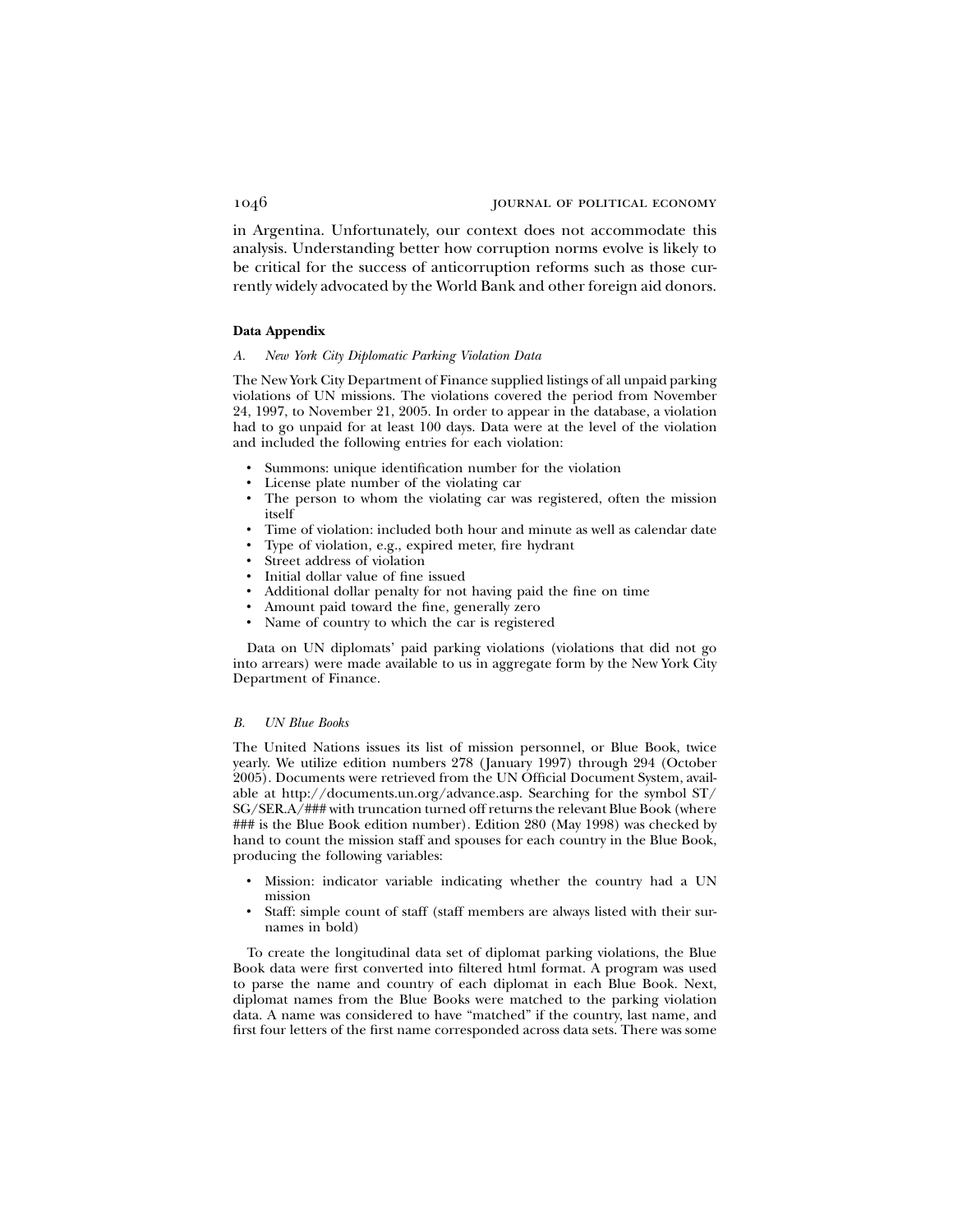in Argentina. Unfortunately, our context does not accommodate this analysis. Understanding better how corruption norms evolve is likely to be critical for the success of anticorruption reforms such as those currently widely advocated by the World Bank and other foreign aid donors.

## Data Appendix

### *A. New York City Diplomatic Parking Violation Data*

The New York City Department of Finance supplied listings of all unpaid parking violations of UN missions. The violations covered the period from November 24, 1997, to November 21, 2005. In order to appear in the database, a violation had to go unpaid for at least 100 days. Data were at the level of the violation and included the following entries for each violation:

- Summons: unique identification number for the violation
- License plate number of the violating car
- The person to whom the violating car was registered, often the mission itself
- Time of violation: included both hour and minute as well as calendar date
- Type of violation, e.g., expired meter, fire hydrant
- Street address of violation
- Initial dollar value of fine issued
- Additional dollar penalty for not having paid the fine on time
- Amount paid toward the fine, generally zero
- Name of country to which the car is registered

Data on UN diplomats' paid parking violations (violations that did not go into arrears) were made available to us in aggregate form by the New York City Department of Finance.

### *B. UN Blue Books*

The United Nations issues its list of mission personnel, or Blue Book, twice yearly. We utilize edition numbers 278 (January 1997) through 294 (October 2005). Documents were retrieved from the UN Official Document System, available at http://documents.un.org/advance.asp. Searching for the symbol ST/SG/SER.A/### with truncation turned off returns the relevant Blue Book (where ### is the Blue Book edition number). Edition 280 (May 1998) was checked by hand to count the mission staff and spouses for each country in the Blue Book, producing the following variables:

- Mission: indicator variable indicating whether the country had a UN mission
- Staff: simple count of staff (staff members are always listed with their surnames in bold)

To create the longitudinal data set of diplomat parking violations, the Blue Book data were first converted into filtered html format. A program was used to parse the name and country of each diplomat in each Blue Book. Next, diplomat names from the Blue Books were matched to the parking violation data. A name was considered to have "matched" if the country, last name, and first four letters of the first name corresponded across data sets. There was some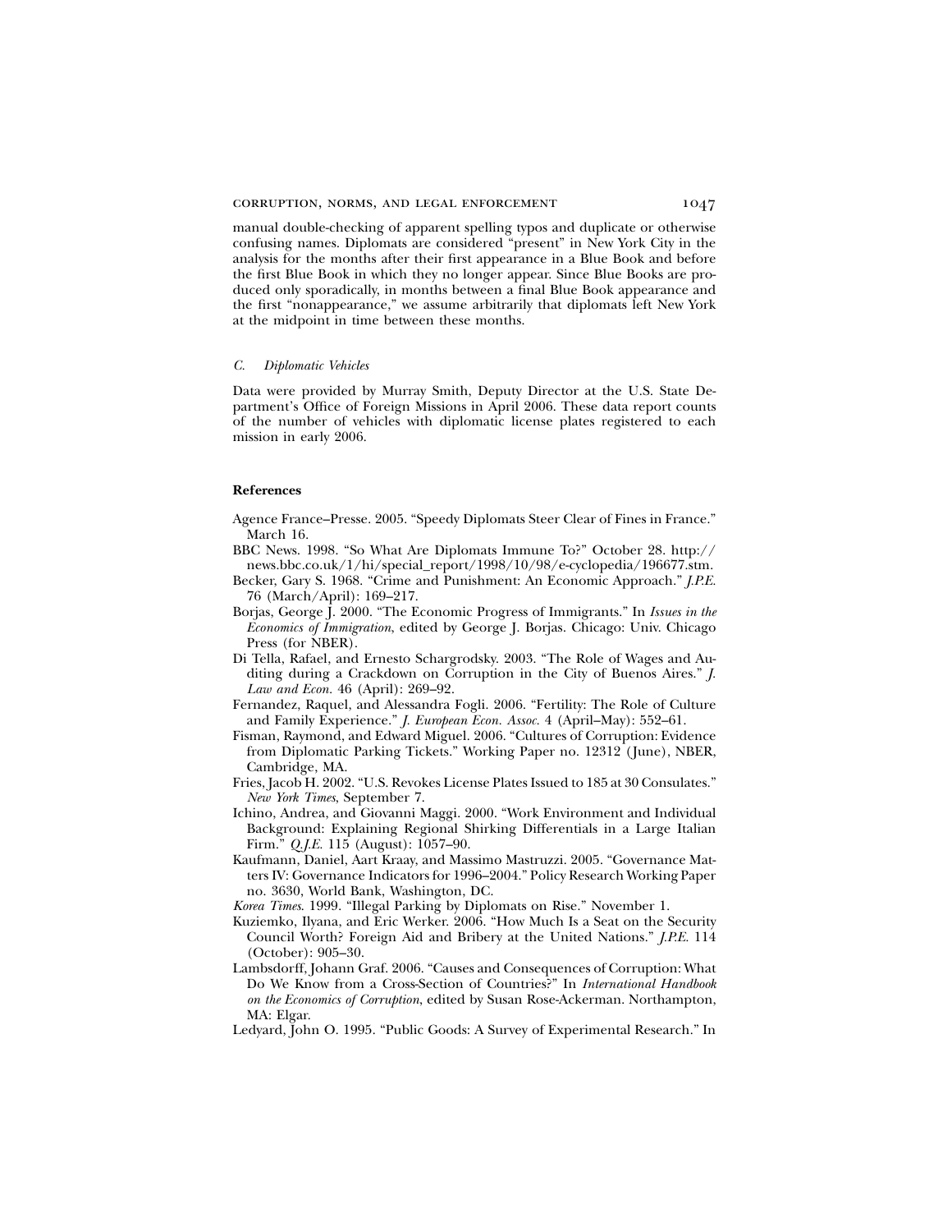manual double-checking of apparent spelling typos and duplicate or otherwise confusing names. Diplomats are considered "present" in New York City in the analysis for the months after their first appearance in a Blue Book and before the first Blue Book in which they no longer appear. Since Blue Books are produced only sporadically, in months between a final Blue Book appearance and the first "nonappearance," we assume arbitrarily that diplomats left New York at the midpoint in time between these months.

### *C. Diplomatic Vehicles*

Data were provided by Murray Smith, Deputy Director at the U.S. State Department's Office of Foreign Missions in April 2006. These data report counts of the number of vehicles with diplomatic license plates registered to each mission in early 2006.

## References

Agence France–Presse. 2005. "Speedy Diplomats Steer Clear of Fines in France." March 16.

BBC News. 1998. "So What Are Diplomats Immune To?" October 28. http://news.bbc.co.uk/1/hi/special_report/1998/10/98/e-cyclopedia/196677.stm.

Becker, Gary S. 1968. "Crime and Punishment: An Economic Approach." *J.P.E.* 76 (March/April): 169–217.

Borjas, George J. 2000. "The Economic Progress of Immigrants." In *Issues in the Economics of Immigration*, edited by George J. Borjas. Chicago: Univ. Chicago Press (for NBER).

Di Tella, Rafael, and Ernesto Schargrodsky. 2003. "The Role of Wages and Auditing during a Crackdown on Corruption in the City of Buenos Aires." *J. Law and Econ.* 46 (April): 269–92.

Fernandez, Raquel, and Alessandra Fogli. 2006. "Fertility: The Role of Culture and Family Experience." *J. European Econ. Assoc.* 4 (April–May): 552–61.

Fisman, Raymond, and Edward Miguel. 2006. "Cultures of Corruption: Evidence from Diplomatic Parking Tickets." Working Paper no. 12312 (June), NBER, Cambridge, MA.

Fries, Jacob H. 2002. "U.S. Revokes License Plates Issued to 185 at 30 Consulates." *New York Times*, September 7.

Ichino, Andrea, and Giovanni Maggi. 2000. "Work Environment and Individual Background: Explaining Regional Shirking Differentials in a Large Italian Firm." *Q.J.E.* 115 (August): 1057–90.

Kaufmann, Daniel, Aart Kraay, and Massimo Mastruzzi. 2005. "Governance Matters IV: Governance Indicators for 1996–2004." Policy Research Working Paper no. 3630, World Bank, Washington, DC.

*Korea Times*. 1999. "Illegal Parking by Diplomats on Rise." November 1.

Kuziemko, Ilyana, and Eric Werker. 2006. "How Much Is a Seat on the Security Council Worth? Foreign Aid and Bribery at the United Nations." *J.P.E.* 114 (October): 905–30.

Lambsdorff, Johann Graf. 2006. "Causes and Consequences of Corruption: What Do We Know from a Cross-Section of Countries?" In *International Handbook on the Economics of Corruption*, edited by Susan Rose-Ackerman. Northampton, MA: Elgar.

Ledyard, John O. 1995. "Public Goods: A Survey of Experimental Research." In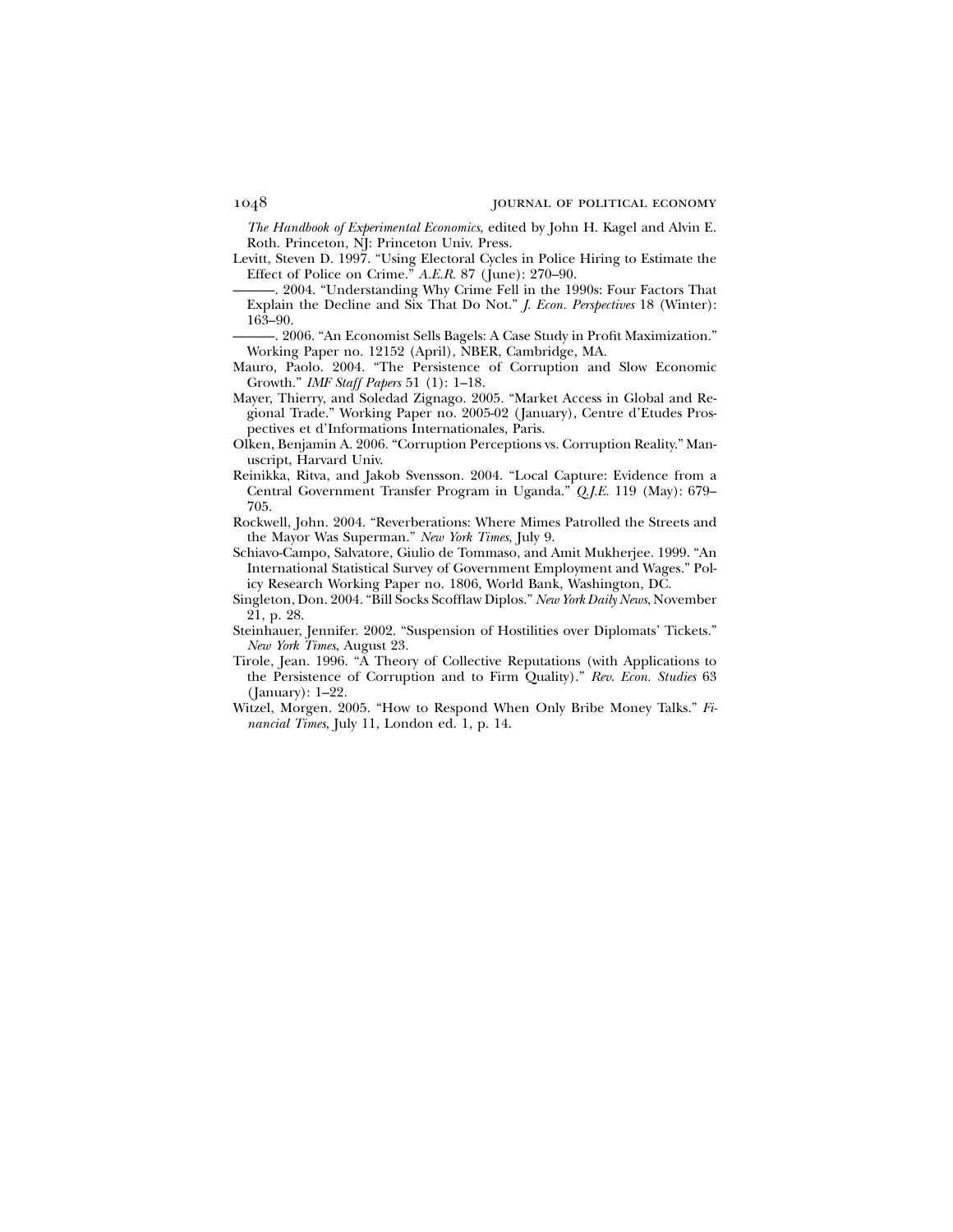*The Handbook of Experimental Economics*, edited by John H. Kagel and Alvin E. Roth. Princeton, NJ: Princeton Univ. Press.

Levitt, Steven D. 1997. "Using Electoral Cycles in Police Hiring to Estimate the Effect of Police on Crime." *A.E.R.* 87 (June): 270–90.

———. 2004. "Understanding Why Crime Fell in the 1990s: Four Factors That Explain the Decline and Six That Do Not." *J. Econ. Perspectives* 18 (Winter): 163–90.

———. 2006. "An Economist Sells Bagels: A Case Study in Profit Maximization." Working Paper no. 12152 (April), NBER, Cambridge, MA.

Mauro, Paolo. 2004. "The Persistence of Corruption and Slow Economic Growth." *IMF Staff Papers* 51 (1): 1–18.

Mayer, Thierry, and Soledad Zignago. 2005. "Market Access in Global and Regional Trade." Working Paper no. 2005-02 (January), Centre d'Etudes Prospectives et d'Informations Internationales, Paris.

Olken, Benjamin A. 2006. "Corruption Perceptions vs. Corruption Reality." Manuscript, Harvard Univ.

Reinikka, Ritva, and Jakob Svensson. 2004. "Local Capture: Evidence from a Central Government Transfer Program in Uganda." *Q.J.E.* 119 (May): 679–705.

Rockwell, John. 2004. "Reverberations: Where Mimes Patrolled the Streets and the Mayor Was Superman." *New York Times*, July 9.

Schiavo-Campo, Salvatore, Giulio de Tommaso, and Amit Mukherjee. 1999. "An International Statistical Survey of Government Employment and Wages." Policy Research Working Paper no. 1806, World Bank, Washington, DC.

Singleton, Don. 2004. "Bill Socks Scofflaw Diplos." *New York Daily News*, November 21, p. 28.

Steinhauer, Jennifer. 2002. "Suspension of Hostilities over Diplomats' Tickets." *New York Times*, August 23.

Tirole, Jean. 1996. "A Theory of Collective Reputations (with Applications to the Persistence of Corruption and to Firm Quality)." *Rev. Econ. Studies* 63 (January): 1–22.

Witzel, Morgen. 2005. "How to Respond When Only Bribe Money Talks." *Financial Times*, July 11, London ed. 1, p. 14.